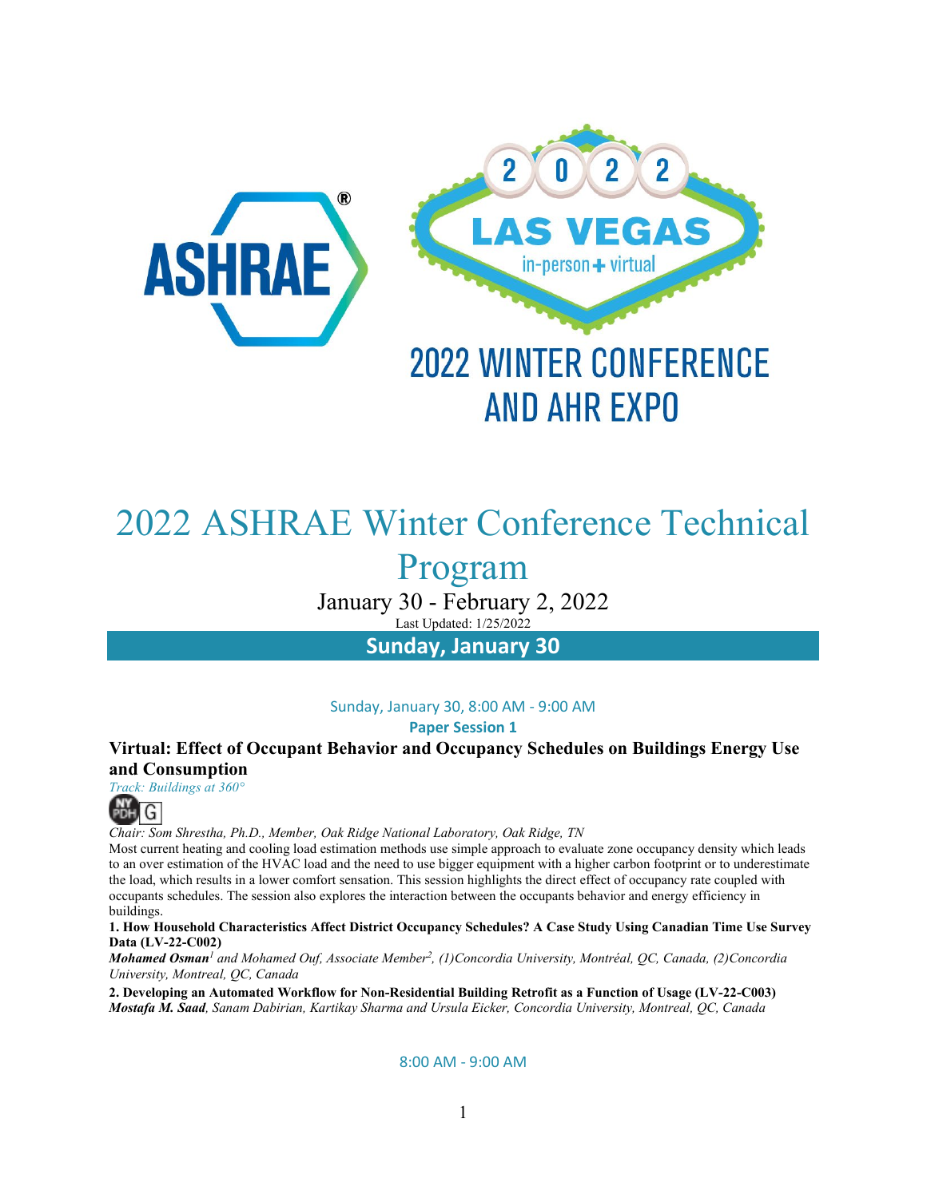2022 WINTER CONFERENCE AND AHR EXPO

# 2022 ASHRAE Winter Conference Technical Program

January 30 - February 2, 2022

Last Updated: 1/25/2022

## Sunday, January 30

Sunday, January 30, 8:00 AM - 9:00 AM

**Paper Session 1**

### Virtual: Effect of Occupant Behavior and Occupancy Schedules on Buildings Energy Use and Consumption

*Track: Buildings at 360°*

*Chair: Som Shrestha, Ph.D., Member, Oak Ridge National Laboratory, Oak Ridge, TN*

Most current heating and cooling load estimation methods use simple approach to evaluate zone occupancy density which leads to an over estimation of the HVAC load and the need to use bigger equipment with a higher carbon footprint or to underestimate the load, which results in a lower comfort sensation. This session highlights the direct effect of occupancy rate coupled with occupants schedules. The session also explores the interaction between the occupants behavior and energy efficiency in buildings.

**1. How Household Characteristics Affect District Occupancy Schedules? A Case Study Using Canadian Time Use Survey Data (LV-22-C002)**

***Mohamed Osman***[1] *and Mohamed Ouf, Associate Member*[2]*, (1)Concordia University, Montréal, QC, Canada, (2)Concordia University, Montreal, QC, Canada*

**2. Developing an Automated Workflow for Non-Residential Building Retrofit as a Function of Usage (LV-22-C003)**

***Mostafa M. Saad****, Sanam Dabirian, Kartikay Sharma and Ursula Eicker, Concordia University, Montreal, QC, Canada*

8:00 AM - 9:00 AM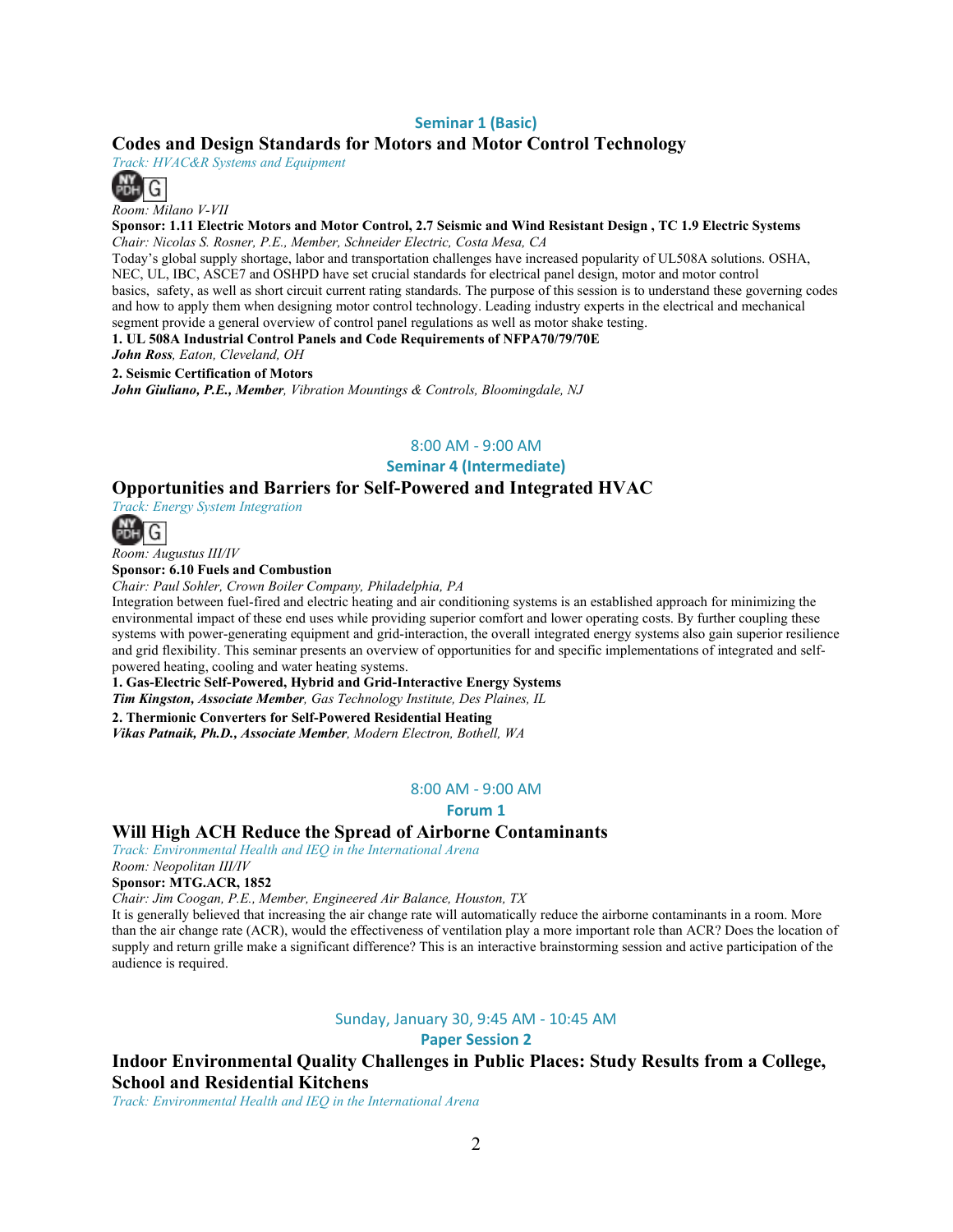### Seminar 1 (Basic)

## Codes and Design Standards for Motors and Motor Control Technology

*Track: HVAC&R Systems and Equipment*

NY PDH G

*Room: Milano V-VII*

**Sponsor: 1.11 Electric Motors and Motor Control, 2.7 Seismic and Wind Resistant Design , TC 1.9 Electric Systems**

*Chair: Nicolas S. Rosner, P.E., Member, Schneider Electric, Costa Mesa, CA*

Today's global supply shortage, labor and transportation challenges have increased popularity of UL508A solutions. OSHA, NEC, UL, IBC, ASCE7 and OSHPD have set crucial standards for electrical panel design, motor and motor control basics, safety, as well as short circuit current rating standards. The purpose of this session is to understand these governing codes and how to apply them when designing motor control technology. Leading industry experts in the electrical and mechanical segment provide a general overview of control panel regulations as well as motor shake testing.

**1. UL 508A Industrial Control Panels and Code Requirements of NFPA70/79/70E**

***John Ross****, Eaton, Cleveland, OH*

**2. Seismic Certification of Motors**

***John Giuliano, P.E., Member****, Vibration Mountings & Controls, Bloomingdale, NJ*

8:00 AM - 9:00 AM

### Seminar 4 (Intermediate)

## Opportunities and Barriers for Self-Powered and Integrated HVAC

*Track: Energy System Integration*

NY PDH G

*Room: Augustus III/IV*

**Sponsor: 6.10 Fuels and Combustion**

*Chair: Paul Sohler, Crown Boiler Company, Philadelphia, PA*

Integration between fuel-fired and electric heating and air conditioning systems is an established approach for minimizing the environmental impact of these end uses while providing superior comfort and lower operating costs. By further coupling these systems with power-generating equipment and grid-interaction, the overall integrated energy systems also gain superior resilience and grid flexibility. This seminar presents an overview of opportunities for and specific implementations of integrated and self-powered heating, cooling and water heating systems.

**1. Gas-Electric Self-Powered, Hybrid and Grid-Interactive Energy Systems**

***Tim Kingston, Associate Member****, Gas Technology Institute, Des Plaines, IL*

**2. Thermionic Converters for Self-Powered Residential Heating**

***Vikas Patnaik, Ph.D., Associate Member****, Modern Electron, Bothell, WA*

8:00 AM - 9:00 AM

### Forum 1

## Will High ACH Reduce the Spread of Airborne Contaminants

*Track: Environmental Health and IEQ in the International Arena*

*Room: Neopolitan III/IV*

**Sponsor: MTG.ACR, 1852**

*Chair: Jim Coogan, P.E., Member, Engineered Air Balance, Houston, TX*

It is generally believed that increasing the air change rate will automatically reduce the airborne contaminants in a room. More than the air change rate (ACR), would the effectiveness of ventilation play a more important role than ACR? Does the location of supply and return grille make a significant difference? This is an interactive brainstorming session and active participation of the audience is required.

Sunday, January 30, 9:45 AM - 10:45 AM

### Paper Session 2

## Indoor Environmental Quality Challenges in Public Places: Study Results from a College, School and Residential Kitchens

*Track: Environmental Health and IEQ in the International Arena*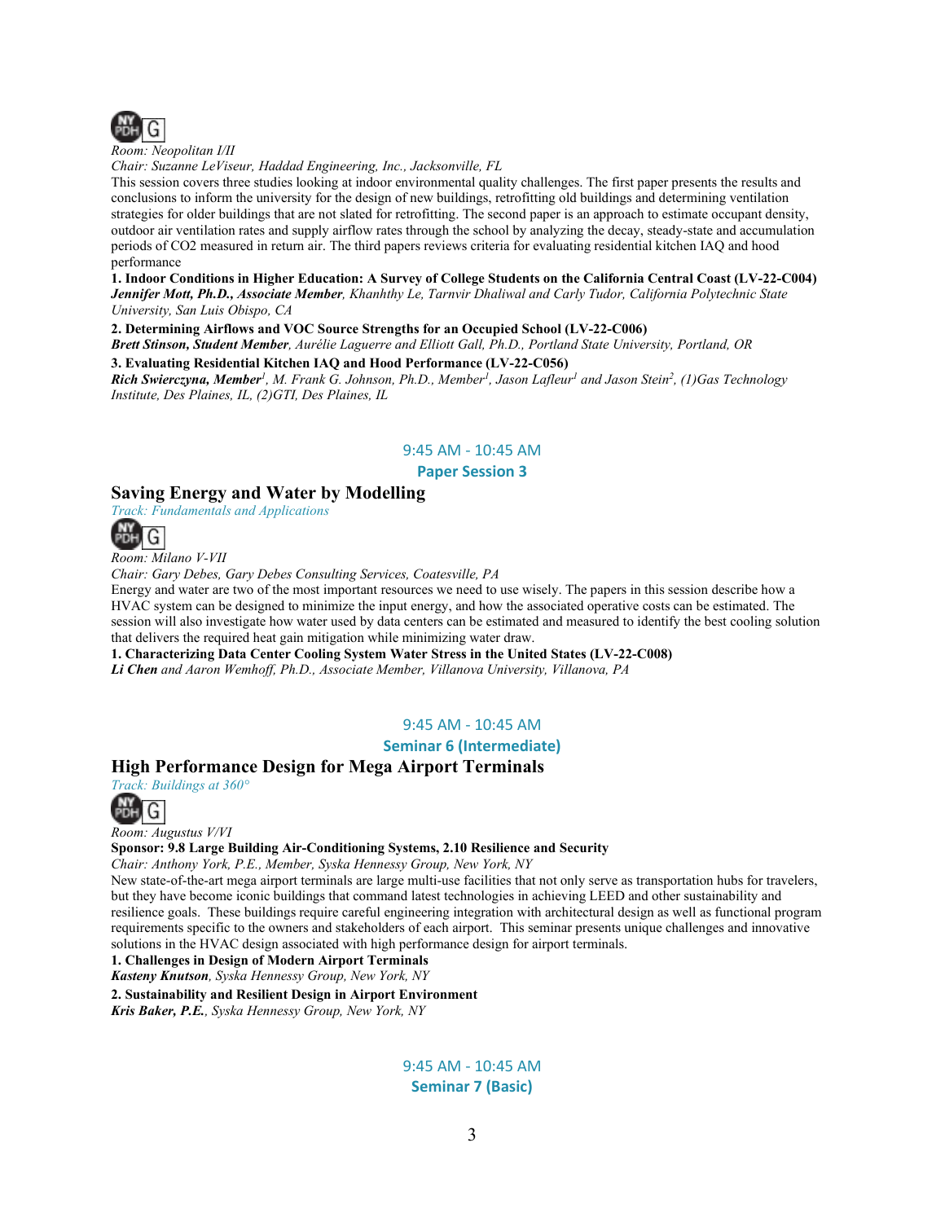Room: Neopolitan I/II

Chair: Suzanne LeViseur, Haddad Engineering, Inc., Jacksonville, FL

This session covers three studies looking at indoor environmental quality challenges. The first paper presents the results and conclusions to inform the university for the design of new buildings, retrofitting old buildings and determining ventilation strategies for older buildings that are not slated for retrofitting. The second paper is an approach to estimate occupant density, outdoor air ventilation rates and supply airflow rates through the school by analyzing the decay, steady-state and accumulation periods of CO2 measured in return air. The third papers reviews criteria for evaluating residential kitchen IAQ and hood performance

**1. Indoor Conditions in Higher Education: A Survey of College Students on the California Central Coast (LV-22-C004)**
***Jennifer Mott, Ph.D., Associate Member***, *Khanhthy Le, Tarnvir Dhaliwal and Carly Tudor, California Polytechnic State University, San Luis Obispo, CA*

**2. Determining Airflows and VOC Source Strengths for an Occupied School (LV-22-C006)**
***Brett Stinson, Student Member***, *Aurélie Laguerre and Elliott Gall, Ph.D., Portland State University, Portland, OR*

**3. Evaluating Residential Kitchen IAQ and Hood Performance (LV-22-C056)**
***Rich Swierczyna, Member***[1], *M. Frank G. Johnson, Ph.D., Member*[1], *Jason Lafleur*[1] *and Jason Stein*[2], *(1)Gas Technology Institute, Des Plaines, IL, (2)GTI, Des Plaines, IL*

9:45 AM - 10:45 AM

**Paper Session 3**

## Saving Energy and Water by Modelling

*Track: Fundamentals and Applications*

Room: Milano V-VII

Chair: Gary Debes, Gary Debes Consulting Services, Coatesville, PA

Energy and water are two of the most important resources we need to use wisely. The papers in this session describe how a HVAC system can be designed to minimize the input energy, and how the associated operative costs can be estimated. The session will also investigate how water used by data centers can be estimated and measured to identify the best cooling solution that delivers the required heat gain mitigation while minimizing water draw.

**1. Characterizing Data Center Cooling System Water Stress in the United States (LV-22-C008)**
***Li Chen*** *and Aaron Wemhoff, Ph.D., Associate Member, Villanova University, Villanova, PA*

9:45 AM - 10:45 AM

**Seminar 6 (Intermediate)**

## High Performance Design for Mega Airport Terminals

*Track: Buildings at 360°*

Room: Augustus V/VI

**Sponsor: 9.8 Large Building Air-Conditioning Systems, 2.10 Resilience and Security**

Chair: Anthony York, P.E., Member, Syska Hennessy Group, New York, NY

New state-of-the-art mega airport terminals are large multi-use facilities that not only serve as transportation hubs for travelers, but they have become iconic buildings that command latest technologies in achieving LEED and other sustainability and resilience goals. These buildings require careful engineering integration with architectural design as well as functional program requirements specific to the owners and stakeholders of each airport. This seminar presents unique challenges and innovative solutions in the HVAC design associated with high performance design for airport terminals.

**1. Challenges in Design of Modern Airport Terminals**
***Kasteny Knutson***, *Syska Hennessy Group, New York, NY*

**2. Sustainability and Resilient Design in Airport Environment**
***Kris Baker, P.E.***, *Syska Hennessy Group, New York, NY*

9:45 AM - 10:45 AM

**Seminar 7 (Basic)**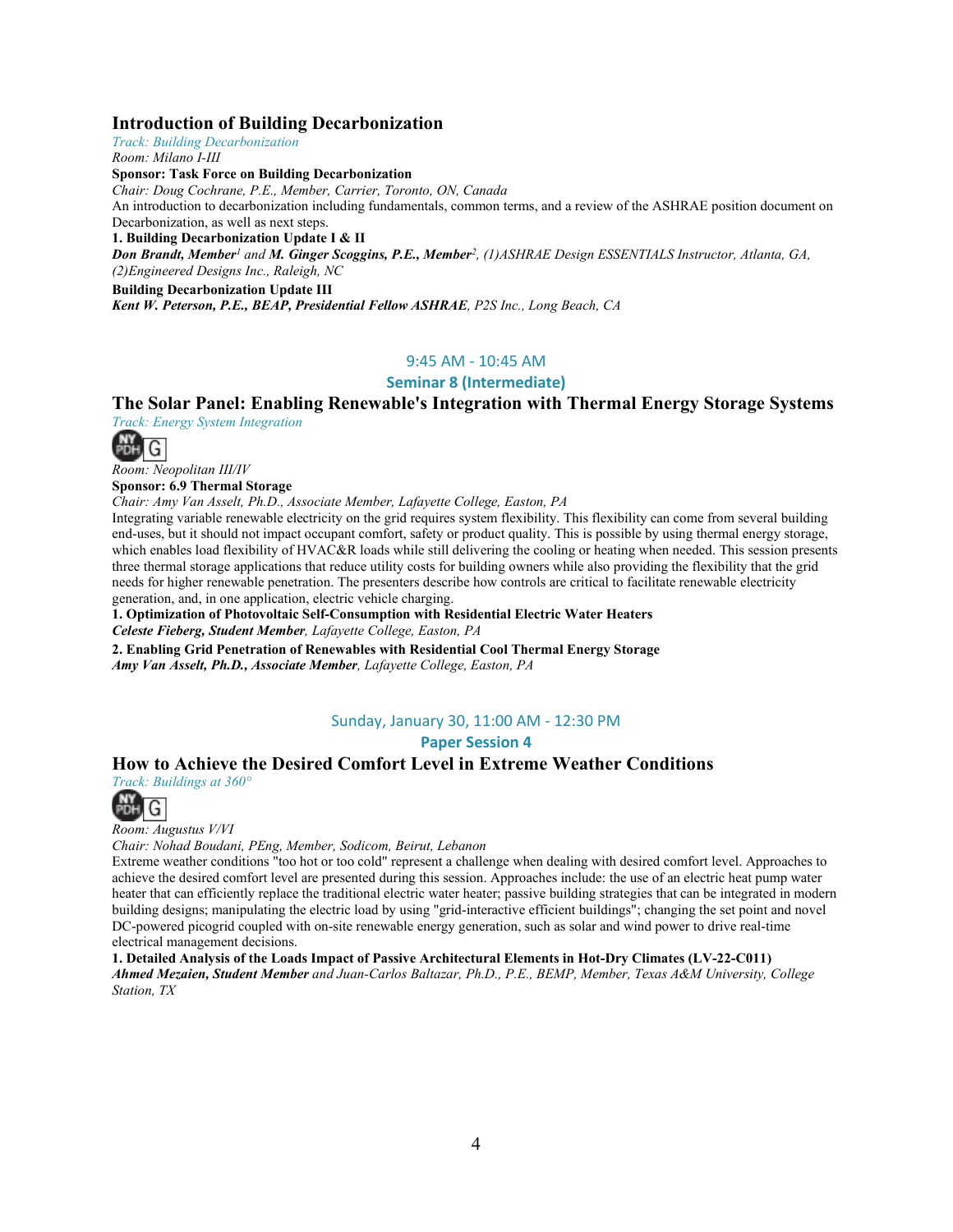## Introduction of Building Decarbonization

*Track: Building Decarbonization*

*Room: Milano I-III*

**Sponsor: Task Force on Building Decarbonization**

*Chair: Doug Cochrane, P.E., Member, Carrier, Toronto, ON, Canada*

An introduction to decarbonization including fundamentals, common terms, and a review of the ASHRAE position document on Decarbonization, as well as next steps.

**1. Building Decarbonization Update I & II**

***Don Brandt, Member***[1] *and* ***M. Ginger Scoggins, P.E., Member***[2]*, (1)ASHRAE Design ESSENTIALS Instructor, Atlanta, GA, (2)Engineered Designs Inc., Raleigh, NC*

**Building Decarbonization Update III**

***Kent W. Peterson, P.E., BEAP, Presidential Fellow ASHRAE****, P2S Inc., Long Beach, CA*

9:45 AM - 10:45 AM

**Seminar 8 (Intermediate)**

## The Solar Panel: Enabling Renewable's Integration with Thermal Energy Storage Systems

*Track: Energy System Integration*

NY PDH G

*Room: Neopolitan III/IV*

**Sponsor: 6.9 Thermal Storage**

*Chair: Amy Van Asselt, Ph.D., Associate Member, Lafayette College, Easton, PA*

Integrating variable renewable electricity on the grid requires system flexibility. This flexibility can come from several building end-uses, but it should not impact occupant comfort, safety or product quality. This is possible by using thermal energy storage, which enables load flexibility of HVAC&R loads while still delivering the cooling or heating when needed. This session presents three thermal storage applications that reduce utility costs for building owners while also providing the flexibility that the grid needs for higher renewable penetration. The presenters describe how controls are critical to facilitate renewable electricity generation, and, in one application, electric vehicle charging.

**1. Optimization of Photovoltaic Self-Consumption with Residential Electric Water Heaters**

***Celeste Fieberg, Student Member****, Lafayette College, Easton, PA*

**2. Enabling Grid Penetration of Renewables with Residential Cool Thermal Energy Storage**

***Amy Van Asselt, Ph.D., Associate Member****, Lafayette College, Easton, PA*

Sunday, January 30, 11:00 AM - 12:30 PM

**Paper Session 4**

## How to Achieve the Desired Comfort Level in Extreme Weather Conditions

*Track: Buildings at 360°*

NY PDH G

*Room: Augustus V/VI*

*Chair: Nohad Boudani, PEng, Member, Sodicom, Beirut, Lebanon*

Extreme weather conditions "too hot or too cold" represent a challenge when dealing with desired comfort level. Approaches to achieve the desired comfort level are presented during this session. Approaches include: the use of an electric heat pump water heater that can efficiently replace the traditional electric water heater; passive building strategies that can be integrated in modern building designs; manipulating the electric load by using "grid-interactive efficient buildings"; changing the set point and novel DC-powered picogrid coupled with on-site renewable energy generation, such as solar and wind power to drive real-time electrical management decisions.

**1. Detailed Analysis of the Loads Impact of Passive Architectural Elements in Hot-Dry Climates (LV-22-C011)**

***Ahmed Mezaien, Student Member*** *and Juan-Carlos Baltazar, Ph.D., P.E., BEMP, Member, Texas A&M University, College Station, TX*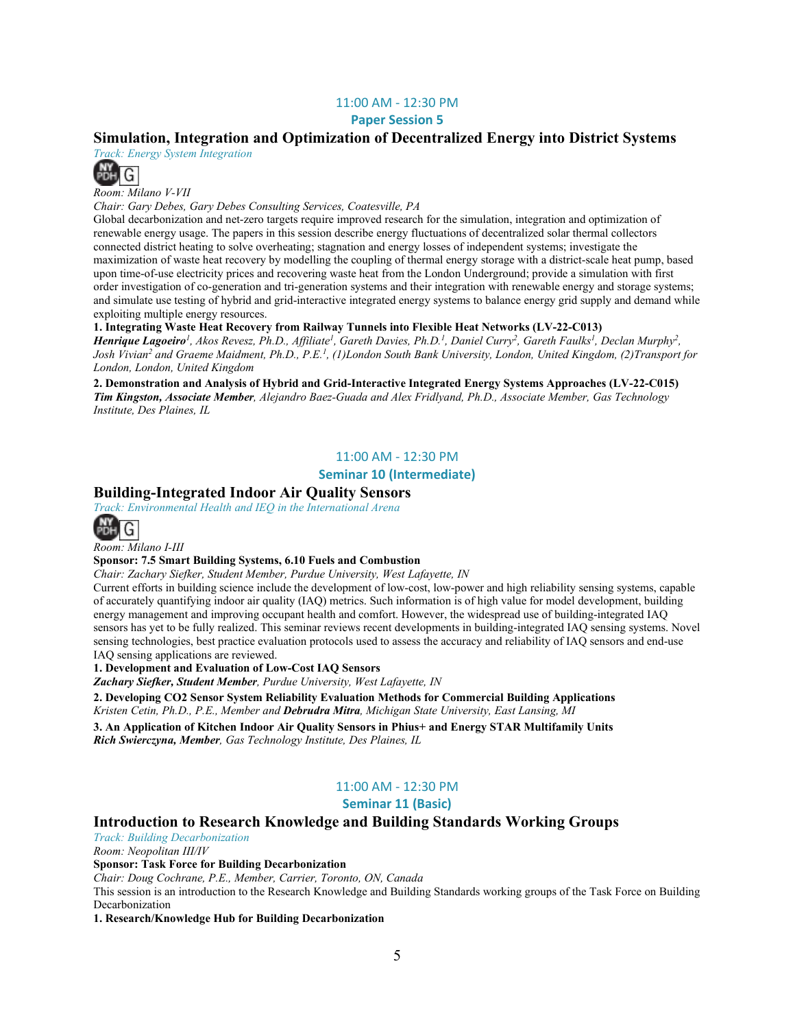11:00 AM - 12:30 PM

**Paper Session 5**

## Simulation, Integration and Optimization of Decentralized Energy into District Systems

*Track: Energy System Integration*

*Room: Milano V-VII*

*Chair: Gary Debes, Gary Debes Consulting Services, Coatesville, PA*

Global decarbonization and net-zero targets require improved research for the simulation, integration and optimization of renewable energy usage. The papers in this session describe energy fluctuations of decentralized solar thermal collectors connected district heating to solve overheating; stagnation and energy losses of independent systems; investigate the maximization of waste heat recovery by modelling the coupling of thermal energy storage with a district-scale heat pump, based upon time-of-use electricity prices and recovering waste heat from the London Underground; provide a simulation with first order investigation of co-generation and tri-generation systems and their integration with renewable energy and storage systems; and simulate use testing of hybrid and grid-interactive integrated energy systems to balance energy grid supply and demand while exploiting multiple energy resources.

**1. Integrating Waste Heat Recovery from Railway Tunnels into Flexible Heat Networks (LV-22-C013)**

***Henrique Lagoeiro**[1], Akos Revesz, Ph.D., Affiliate[1], Gareth Davies, Ph.D.[1], Daniel Curry[2], Gareth Faulks[1], Declan Murphy[2], Josh Vivian[2] and Graeme Maidment, Ph.D., P.E.[1], (1)London South Bank University, London, United Kingdom, (2)Transport for London, London, United Kingdom*

**2. Demonstration and Analysis of Hybrid and Grid-Interactive Integrated Energy Systems Approaches (LV-22-C015)**

***Tim Kingston, Associate Member**, Alejandro Baez-Guada and Alex Fridlyand, Ph.D., Associate Member, Gas Technology Institute, Des Plaines, IL*

11:00 AM - 12:30 PM

**Seminar 10 (Intermediate)**

## Building-Integrated Indoor Air Quality Sensors

*Track: Environmental Health and IEQ in the International Arena*

*Room: Milano I-III*

**Sponsor: 7.5 Smart Building Systems, 6.10 Fuels and Combustion**

*Chair: Zachary Siefker, Student Member, Purdue University, West Lafayette, IN*

Current efforts in building science include the development of low-cost, low-power and high reliability sensing systems, capable of accurately quantifying indoor air quality (IAQ) metrics. Such information is of high value for model development, building energy management and improving occupant health and comfort. However, the widespread use of building-integrated IAQ sensors has yet to be fully realized. This seminar reviews recent developments in building-integrated IAQ sensing systems. Novel sensing technologies, best practice evaluation protocols used to assess the accuracy and reliability of IAQ sensors and end-use IAQ sensing applications are reviewed.

**1. Development and Evaluation of Low-Cost IAQ Sensors**

***Zachary Siefker, Student Member**, Purdue University, West Lafayette, IN*

**2. Developing CO2 Sensor System Reliability Evaluation Methods for Commercial Building Applications**

*Kristen Cetin, Ph.D., P.E., Member and **Debrudra Mitra**, Michigan State University, East Lansing, MI*

**3. An Application of Kitchen Indoor Air Quality Sensors in Phius+ and Energy STAR Multifamily Units**

***Rich Swierczyna, Member**, Gas Technology Institute, Des Plaines, IL*

11:00 AM - 12:30 PM

**Seminar 11 (Basic)**

## Introduction to Research Knowledge and Building Standards Working Groups

*Track: Building Decarbonization*

*Room: Neopolitan III/IV*

**Sponsor: Task Force for Building Decarbonization**

*Chair: Doug Cochrane, P.E., Member, Carrier, Toronto, ON, Canada*

This session is an introduction to the Research Knowledge and Building Standards working groups of the Task Force on Building Decarbonization

**1. Research/Knowledge Hub for Building Decarbonization**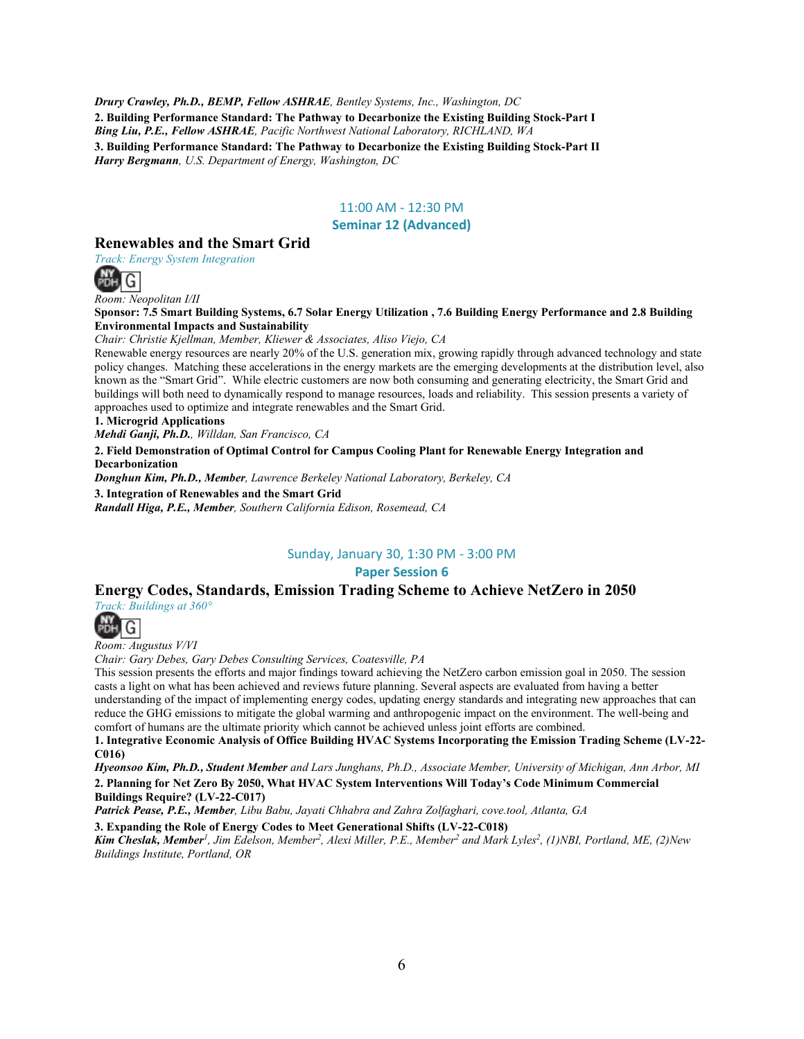***Drury Crawley, Ph.D., BEMP, Fellow ASHRAE**, Bentley Systems, Inc., Washington, DC*

**2. Building Performance Standard: The Pathway to Decarbonize the Existing Building Stock-Part I**
***Bing Liu, P.E., Fellow ASHRAE**, Pacific Northwest National Laboratory, RICHLAND, WA*

**3. Building Performance Standard: The Pathway to Decarbonize the Existing Building Stock-Part II**
***Harry Bergmann**, U.S. Department of Energy, Washington, DC*

11:00 AM - 12:30 PM

**Seminar 12 (Advanced)**

## Renewables and the Smart Grid

*Track: Energy System Integration*

NY PDH G

*Room: Neopolitan I/II*

**Sponsor: 7.5 Smart Building Systems, 6.7 Solar Energy Utilization , 7.6 Building Energy Performance and 2.8 Building Environmental Impacts and Sustainability**

*Chair: Christie Kjellman, Member, Kliewer & Associates, Aliso Viejo, CA*

Renewable energy resources are nearly 20% of the U.S. generation mix, growing rapidly through advanced technology and state policy changes. Matching these accelerations in the energy markets are the emerging developments at the distribution level, also known as the "Smart Grid". While electric customers are now both consuming and generating electricity, the Smart Grid and buildings will both need to dynamically respond to manage resources, loads and reliability. This session presents a variety of approaches used to optimize and integrate renewables and the Smart Grid.

**1. Microgrid Applications**
***Mehdi Ganji, Ph.D.**, Willdan, San Francisco, CA*

**2. Field Demonstration of Optimal Control for Campus Cooling Plant for Renewable Energy Integration and Decarbonization**
***Donghun Kim, Ph.D., Member**, Lawrence Berkeley National Laboratory, Berkeley, CA*

**3. Integration of Renewables and the Smart Grid**
***Randall Higa, P.E., Member**, Southern California Edison, Rosemead, CA*

Sunday, January 30, 1:30 PM - 3:00 PM

**Paper Session 6**

## Energy Codes, Standards, Emission Trading Scheme to Achieve NetZero in 2050

*Track: Buildings at 360°*

NY PDH G

*Room: Augustus V/VI*

*Chair: Gary Debes, Gary Debes Consulting Services, Coatesville, PA*

This session presents the efforts and major findings toward achieving the NetZero carbon emission goal in 2050. The session casts a light on what has been achieved and reviews future planning. Several aspects are evaluated from having a better understanding of the impact of implementing energy codes, updating energy standards and integrating new approaches that can reduce the GHG emissions to mitigate the global warming and anthropogenic impact on the environment. The well-being and comfort of humans are the ultimate priority which cannot be achieved unless joint efforts are combined.

**1. Integrative Economic Analysis of Office Building HVAC Systems Incorporating the Emission Trading Scheme (LV-22-C016)**
***Hyeonsoo Kim, Ph.D., Student Member** and Lars Junghans, Ph.D., Associate Member, University of Michigan, Ann Arbor, MI*

**2. Planning for Net Zero By 2050, What HVAC System Interventions Will Today's Code Minimum Commercial Buildings Require? (LV-22-C017)**
***Patrick Pease, P.E., Member**, Libu Babu, Jayati Chhabra and Zahra Zolfaghari, cove.tool, Atlanta, GA*

**3. Expanding the Role of Energy Codes to Meet Generational Shifts (LV-22-C018)**
***Kim Cheslak, Member**[1], Jim Edelson, Member[2], Alexi Miller, P.E., Member[2] and Mark Lyles[2], (1)NBI, Portland, ME, (2)New Buildings Institute, Portland, OR*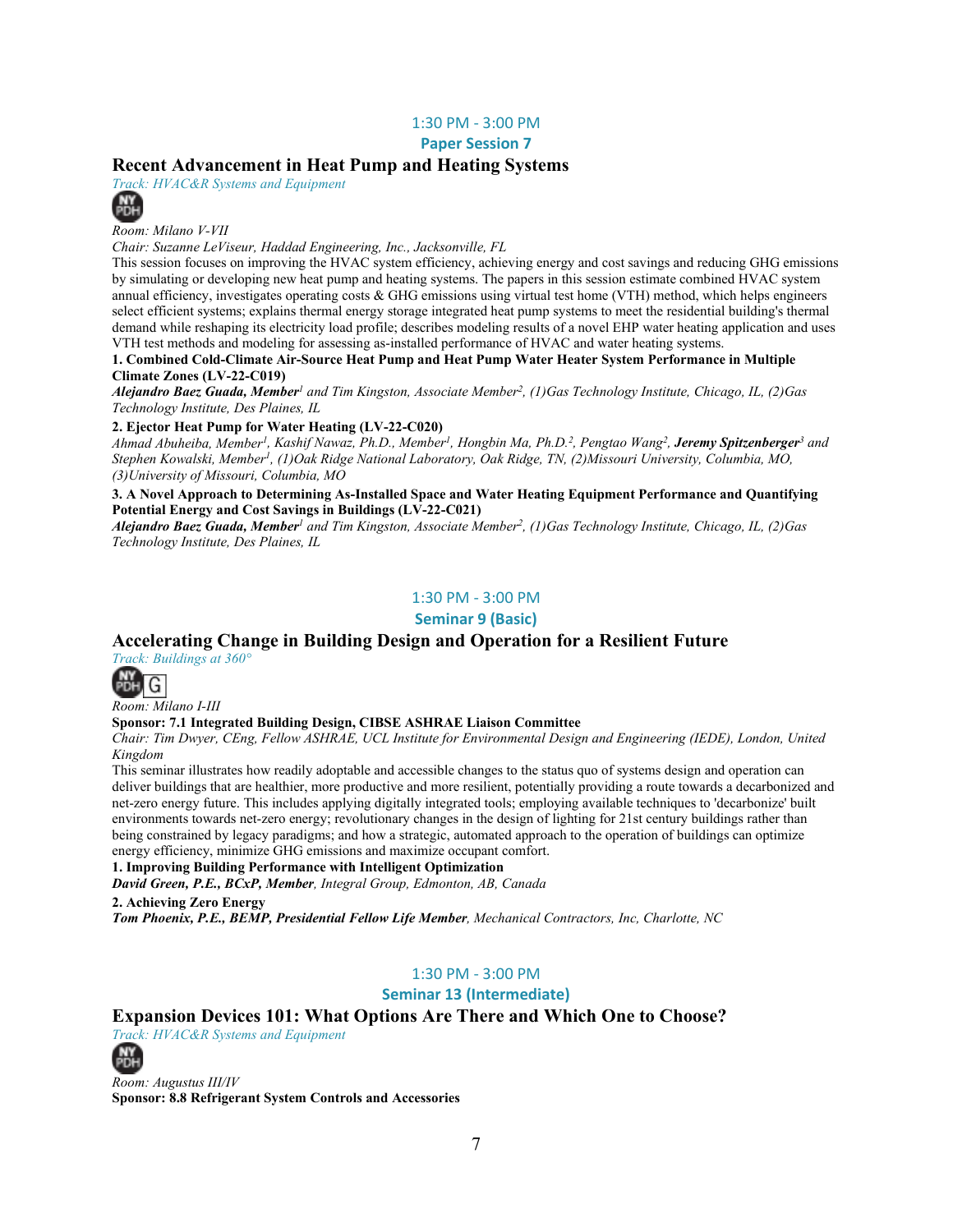1:30 PM - 3:00 PM

**Paper Session 7**

## Recent Advancement in Heat Pump and Heating Systems

*Track: HVAC&R Systems and Equipment*

*Room: Milano V-VII*

*Chair: Suzanne LeViseur, Haddad Engineering, Inc., Jacksonville, FL*

This session focuses on improving the HVAC system efficiency, achieving energy and cost savings and reducing GHG emissions by simulating or developing new heat pump and heating systems. The papers in this session estimate combined HVAC system annual efficiency, investigates operating costs & GHG emissions using virtual test home (VTH) method, which helps engineers select efficient systems; explains thermal energy storage integrated heat pump systems to meet the residential building's thermal demand while reshaping its electricity load profile; describes modeling results of a novel EHP water heating application and uses VTH test methods and modeling for assessing as-installed performance of HVAC and water heating systems.

**1. Combined Cold-Climate Air-Source Heat Pump and Heat Pump Water Heater System Performance in Multiple Climate Zones (LV-22-C019)**

***Alejandro Baez Guada, Member***[1] *and Tim Kingston, Associate Member*[2]*, (1)Gas Technology Institute, Chicago, IL, (2)Gas Technology Institute, Des Plaines, IL*

**2. Ejector Heat Pump for Water Heating (LV-22-C020)**

*Ahmad Abuheiba, Member*[1]*, Kashif Nawaz, Ph.D., Member*[1]*, Hongbin Ma, Ph.D.*[2]*, Pengtao Wang*[2]*,* ***Jeremy Spitzenberger***[3] *and Stephen Kowalski, Member*[1]*, (1)Oak Ridge National Laboratory, Oak Ridge, TN, (2)Missouri University, Columbia, MO, (3)University of Missouri, Columbia, MO*

**3. A Novel Approach to Determining As-Installed Space and Water Heating Equipment Performance and Quantifying Potential Energy and Cost Savings in Buildings (LV-22-C021)**

***Alejandro Baez Guada, Member***[1] *and Tim Kingston, Associate Member*[2]*, (1)Gas Technology Institute, Chicago, IL, (2)Gas Technology Institute, Des Plaines, IL*

1:30 PM - 3:00 PM

**Seminar 9 (Basic)**

## Accelerating Change in Building Design and Operation for a Resilient Future

*Track: Buildings at 360°*

*Room: Milano I-III*

**Sponsor: 7.1 Integrated Building Design, CIBSE ASHRAE Liaison Committee**

*Chair: Tim Dwyer, CEng, Fellow ASHRAE, UCL Institute for Environmental Design and Engineering (IEDE), London, United Kingdom*

This seminar illustrates how readily adoptable and accessible changes to the status quo of systems design and operation can deliver buildings that are healthier, more productive and more resilient, potentially providing a route towards a decarbonized and net-zero energy future. This includes applying digitally integrated tools; employing available techniques to 'decarbonize' built environments towards net-zero energy; revolutionary changes in the design of lighting for 21st century buildings rather than being constrained by legacy paradigms; and how a strategic, automated approach to the operation of buildings can optimize energy efficiency, minimize GHG emissions and maximize occupant comfort.

**1. Improving Building Performance with Intelligent Optimization**

***David Green, P.E., BCxP, Member****, Integral Group, Edmonton, AB, Canada*

**2. Achieving Zero Energy**

***Tom Phoenix, P.E., BEMP, Presidential Fellow Life Member****, Mechanical Contractors, Inc, Charlotte, NC*

1:30 PM - 3:00 PM

**Seminar 13 (Intermediate)**

## Expansion Devices 101: What Options Are There and Which One to Choose?

*Track: HVAC&R Systems and Equipment*

*Room: Augustus III/IV*

**Sponsor: 8.8 Refrigerant System Controls and Accessories**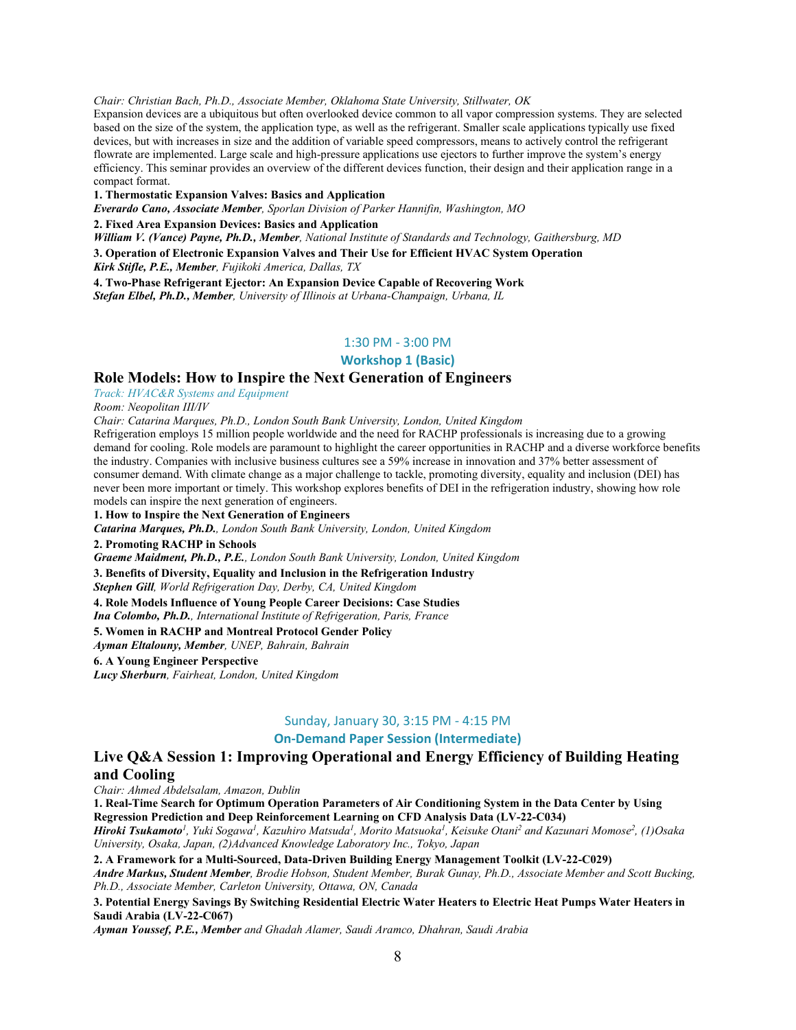*Chair: Christian Bach, Ph.D., Associate Member, Oklahoma State University, Stillwater, OK*

Expansion devices are a ubiquitous but often overlooked device common to all vapor compression systems. They are selected based on the size of the system, the application type, as well as the refrigerant. Smaller scale applications typically use fixed devices, but with increases in size and the addition of variable speed compressors, means to actively control the refrigerant flowrate are implemented. Large scale and high-pressure applications use ejectors to further improve the system's energy efficiency. This seminar provides an overview of the different devices function, their design and their application range in a compact format.

**1. Thermostatic Expansion Valves: Basics and Application**

***Everardo Cano, Associate Member****, Sporlan Division of Parker Hannifin, Washington, MO*

**2. Fixed Area Expansion Devices: Basics and Application**

***William V. (Vance) Payne, Ph.D., Member****, National Institute of Standards and Technology, Gaithersburg, MD*

**3. Operation of Electronic Expansion Valves and Their Use for Efficient HVAC System Operation**

***Kirk Stifle, P.E., Member****, Fujikoki America, Dallas, TX*

**4. Two-Phase Refrigerant Ejector: An Expansion Device Capable of Recovering Work**

***Stefan Elbel, Ph.D., Member****, University of Illinois at Urbana-Champaign, Urbana, IL*

1:30 PM - 3:00 PM

**Workshop 1 (Basic)**

## Role Models: How to Inspire the Next Generation of Engineers

*Track: HVAC&R Systems and Equipment*

*Room: Neopolitan III/IV*

*Chair: Catarina Marques, Ph.D., London South Bank University, London, United Kingdom*

Refrigeration employs 15 million people worldwide and the need for RACHP professionals is increasing due to a growing demand for cooling. Role models are paramount to highlight the career opportunities in RACHP and a diverse workforce benefits the industry. Companies with inclusive business cultures see a 59% increase in innovation and 37% better assessment of consumer demand. With climate change as a major challenge to tackle, promoting diversity, equality and inclusion (DEI) has never been more important or timely. This workshop explores benefits of DEI in the refrigeration industry, showing how role models can inspire the next generation of engineers.

**1. How to Inspire the Next Generation of Engineers**

***Catarina Marques, Ph.D.****, London South Bank University, London, United Kingdom*

**2. Promoting RACHP in Schools**

***Graeme Maidment, Ph.D., P.E.****, London South Bank University, London, United Kingdom*

**3. Benefits of Diversity, Equality and Inclusion in the Refrigeration Industry**

***Stephen Gill****, World Refrigeration Day, Derby, CA, United Kingdom*

**4. Role Models Influence of Young People Career Decisions: Case Studies**

***Ina Colombo, Ph.D.****, International Institute of Refrigeration, Paris, France*

**5. Women in RACHP and Montreal Protocol Gender Policy**

***Ayman Eltalouny, Member****, UNEP, Bahrain, Bahrain*

**6. A Young Engineer Perspective**

***Lucy Sherburn****, Fairheat, London, United Kingdom*

Sunday, January 30, 3:15 PM - 4:15 PM

**On-Demand Paper Session (Intermediate)**

## Live Q&A Session 1: Improving Operational and Energy Efficiency of Building Heating and Cooling

*Chair: Ahmed Abdelsalam, Amazon, Dublin*

**1. Real-Time Search for Optimum Operation Parameters of Air Conditioning System in the Data Center by Using Regression Prediction and Deep Reinforcement Learning on CFD Analysis Data (LV-22-C034)**

***Hiroki Tsukamoto***[1], *Yuki Sogawa*[1], *Kazuhiro Matsuda*[1], *Morito Matsuoka*[1], *Keisuke Otani*[2] *and Kazunari Momose*[2], *(1)Osaka University, Osaka, Japan, (2)Advanced Knowledge Laboratory Inc., Tokyo, Japan*

**2. A Framework for a Multi-Sourced, Data-Driven Building Energy Management Toolkit (LV-22-C029)**

***Andre Markus, Student Member****, Brodie Hobson, Student Member, Burak Gunay, Ph.D., Associate Member and Scott Bucking, Ph.D., Associate Member, Carleton University, Ottawa, ON, Canada*

**3. Potential Energy Savings By Switching Residential Electric Water Heaters to Electric Heat Pumps Water Heaters in Saudi Arabia (LV-22-C067)**

***Ayman Youssef, P.E., Member*** *and Ghadah Alamer, Saudi Aramco, Dhahran, Saudi Arabia*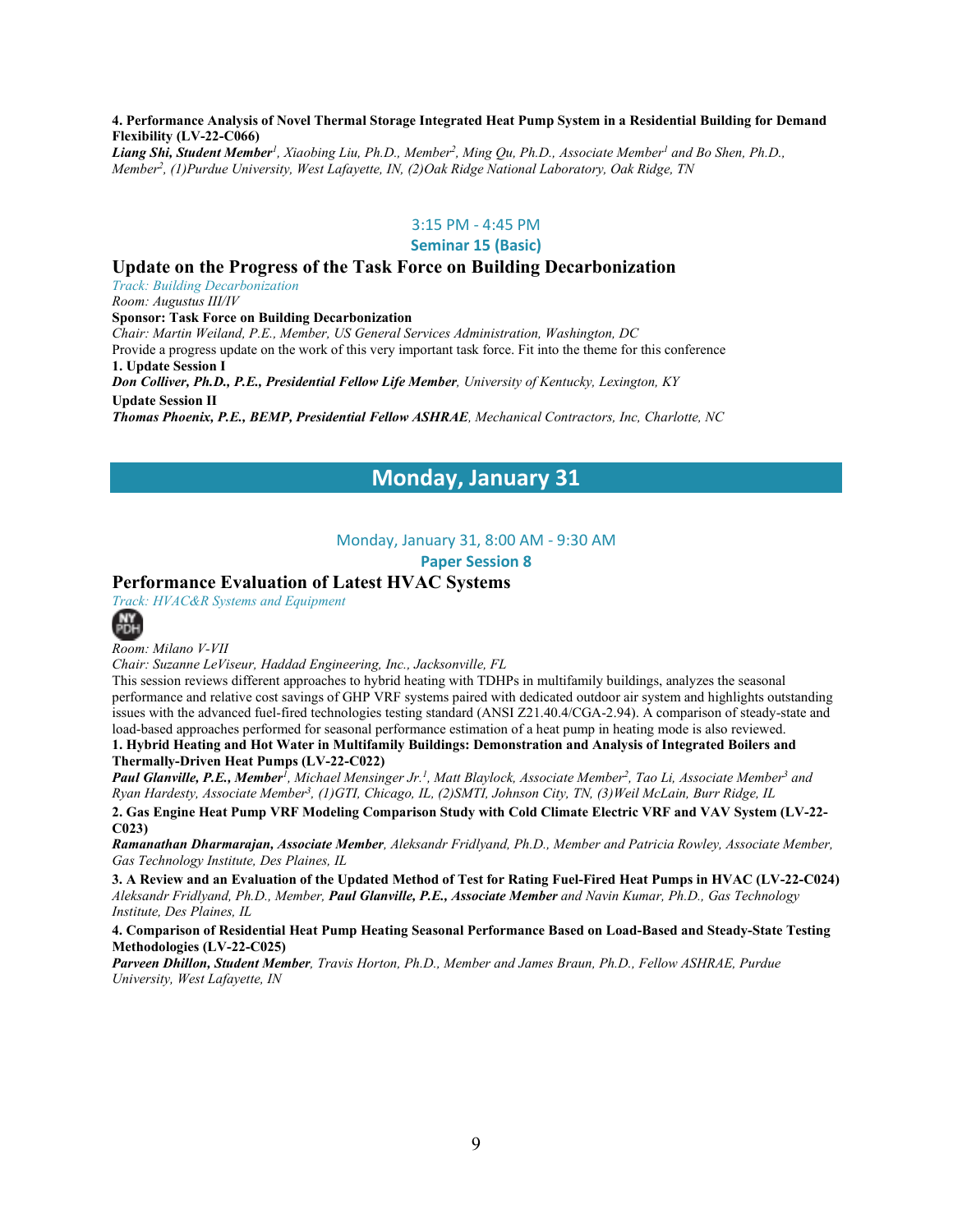**4. Performance Analysis of Novel Thermal Storage Integrated Heat Pump System in a Residential Building for Demand Flexibility (LV-22-C066)**
***Liang Shi, Student Member***[1]*, Xiaobing Liu, Ph.D., Member*[2]*, Ming Qu, Ph.D., Associate Member*[1] *and Bo Shen, Ph.D., Member*[2]*, (1)Purdue University, West Lafayette, IN, (2)Oak Ridge National Laboratory, Oak Ridge, TN*

3:15 PM - 4:45 PM

**Seminar 15 (Basic)**

## Update on the Progress of the Task Force on Building Decarbonization

*Track: Building Decarbonization*
*Room: Augustus III/IV*
**Sponsor: Task Force on Building Decarbonization**
*Chair: Martin Weiland, P.E., Member, US General Services Administration, Washington, DC*
Provide a progress update on the work of this very important task force. Fit into the theme for this conference
**1. Update Session I**
***Don Colliver, Ph.D., P.E., Presidential Fellow Life Member****, University of Kentucky, Lexington, KY*
**Update Session II**
***Thomas Phoenix, P.E., BEMP, Presidential Fellow ASHRAE****, Mechanical Contractors, Inc, Charlotte, NC*

# Monday, January 31

Monday, January 31, 8:00 AM - 9:30 AM

**Paper Session 8**

## Performance Evaluation of Latest HVAC Systems

*Track: HVAC&R Systems and Equipment*
NY PDH
*Room: Milano V-VII*
*Chair: Suzanne LeViseur, Haddad Engineering, Inc., Jacksonville, FL*
This session reviews different approaches to hybrid heating with TDHPs in multifamily buildings, analyzes the seasonal performance and relative cost savings of GHP VRF systems paired with dedicated outdoor air system and highlights outstanding issues with the advanced fuel-fired technologies testing standard (ANSI Z21.40.4/CGA-2.94). A comparison of steady-state and load-based approaches performed for seasonal performance estimation of a heat pump in heating mode is also reviewed.

**1. Hybrid Heating and Hot Water in Multifamily Buildings: Demonstration and Analysis of Integrated Boilers and Thermally-Driven Heat Pumps (LV-22-C022)**
***Paul Glanville, P.E., Member***[1]*, Michael Mensinger Jr.*[1]*, Matt Blaylock, Associate Member*[2]*, Tao Li, Associate Member*[3] *and Ryan Hardesty, Associate Member*[3]*, (1)GTI, Chicago, IL, (2)SMTI, Johnson City, TN, (3)Weil McLain, Burr Ridge, IL*

**2. Gas Engine Heat Pump VRF Modeling Comparison Study with Cold Climate Electric VRF and VAV System (LV-22-C023)**
***Ramanathan Dharmarajan, Associate Member****, Aleksandr Fridlyand, Ph.D., Member and Patricia Rowley, Associate Member, Gas Technology Institute, Des Plaines, IL*

**3. A Review and an Evaluation of the Updated Method of Test for Rating Fuel-Fired Heat Pumps in HVAC (LV-22-C024)**
*Aleksandr Fridlyand, Ph.D., Member,* ***Paul Glanville, P.E., Associate Member*** *and Navin Kumar, Ph.D., Gas Technology Institute, Des Plaines, IL*

**4. Comparison of Residential Heat Pump Heating Seasonal Performance Based on Load-Based and Steady-State Testing Methodologies (LV-22-C025)**
***Parveen Dhillon, Student Member****, Travis Horton, Ph.D., Member and James Braun, Ph.D., Fellow ASHRAE, Purdue University, West Lafayette, IN*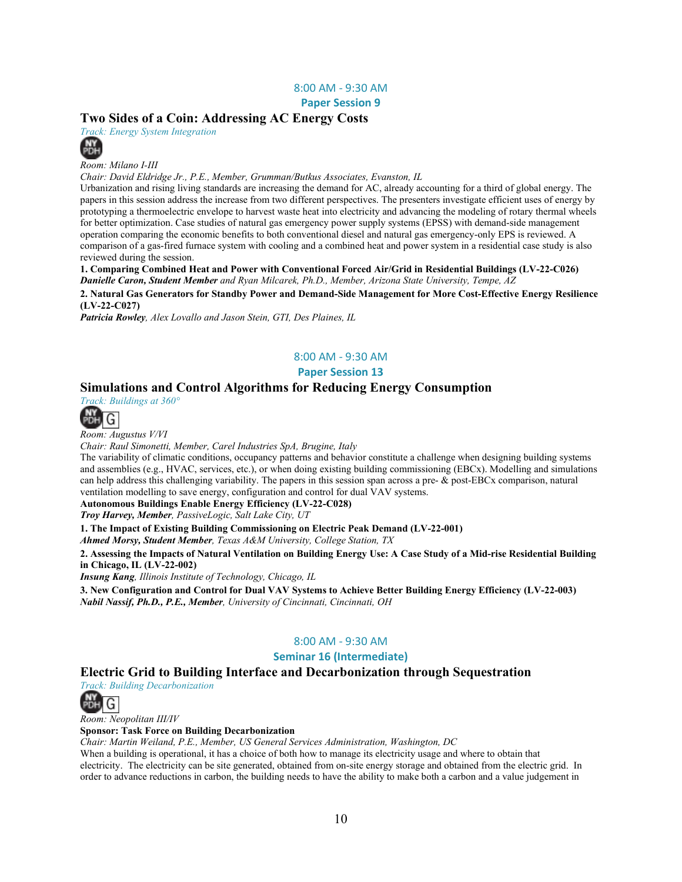8:00 AM - 9:30 AM

**Paper Session 9**

## Two Sides of a Coin: Addressing AC Energy Costs

*Track: Energy System Integration*

NY PDH

*Room: Milano I-III*

*Chair: David Eldridge Jr., P.E., Member, Grumman/Butkus Associates, Evanston, IL*

Urbanization and rising living standards are increasing the demand for AC, already accounting for a third of global energy. The papers in this session address the increase from two different perspectives. The presenters investigate efficient uses of energy by prototyping a thermoelectric envelope to harvest waste heat into electricity and advancing the modeling of rotary thermal wheels for better optimization. Case studies of natural gas emergency power supply systems (EPSS) with demand-side management operation comparing the economic benefits to both conventional diesel and natural gas emergency-only EPS is reviewed. A comparison of a gas-fired furnace system with cooling and a combined heat and power system in a residential case study is also reviewed during the session.

**1. Comparing Combined Heat and Power with Conventional Forced Air/Grid in Residential Buildings (LV-22-C026)**
***Danielle Caron, Student Member*** *and Ryan Milcarek, Ph.D., Member, Arizona State University, Tempe, AZ*

**2. Natural Gas Generators for Standby Power and Demand-Side Management for More Cost-Effective Energy Resilience (LV-22-C027)**
***Patricia Rowley****, Alex Lovallo and Jason Stein, GTI, Des Plaines, IL*

8:00 AM - 9:30 AM

**Paper Session 13**

## Simulations and Control Algorithms for Reducing Energy Consumption

*Track: Buildings at 360°*

NY PDH G

*Room: Augustus V/VI*

*Chair: Raul Simonetti, Member, Carel Industries SpA, Brugine, Italy*

The variability of climatic conditions, occupancy patterns and behavior constitute a challenge when designing building systems and assemblies (e.g., HVAC, services, etc.), or when doing existing building commissioning (EBCx). Modelling and simulations can help address this challenging variability. The papers in this session span across a pre- & post-EBCx comparison, natural ventilation modelling to save energy, configuration and control for dual VAV systems.

**Autonomous Buildings Enable Energy Efficiency (LV-22-C028)**
***Troy Harvey, Member****, PassiveLogic, Salt Lake City, UT*

**1. The Impact of Existing Building Commissioning on Electric Peak Demand (LV-22-001)**
***Ahmed Morsy, Student Member****, Texas A&M University, College Station, TX*

**2. Assessing the Impacts of Natural Ventilation on Building Energy Use: A Case Study of a Mid-rise Residential Building in Chicago, IL (LV-22-002)**
***Insung Kang****, Illinois Institute of Technology, Chicago, IL*

**3. New Configuration and Control for Dual VAV Systems to Achieve Better Building Energy Efficiency (LV-22-003)**
***Nabil Nassif, Ph.D., P.E., Member****, University of Cincinnati, Cincinnati, OH*

8:00 AM - 9:30 AM

**Seminar 16 (Intermediate)**

## Electric Grid to Building Interface and Decarbonization through Sequestration

*Track: Building Decarbonization*

NY PDH G

*Room: Neopolitan III/IV*

**Sponsor: Task Force on Building Decarbonization**

*Chair: Martin Weiland, P.E., Member, US General Services Administration, Washington, DC*

When a building is operational, it has a choice of both how to manage its electricity usage and where to obtain that electricity. The electricity can be site generated, obtained from on-site energy storage and obtained from the electric grid. In order to advance reductions in carbon, the building needs to have the ability to make both a carbon and a value judgement in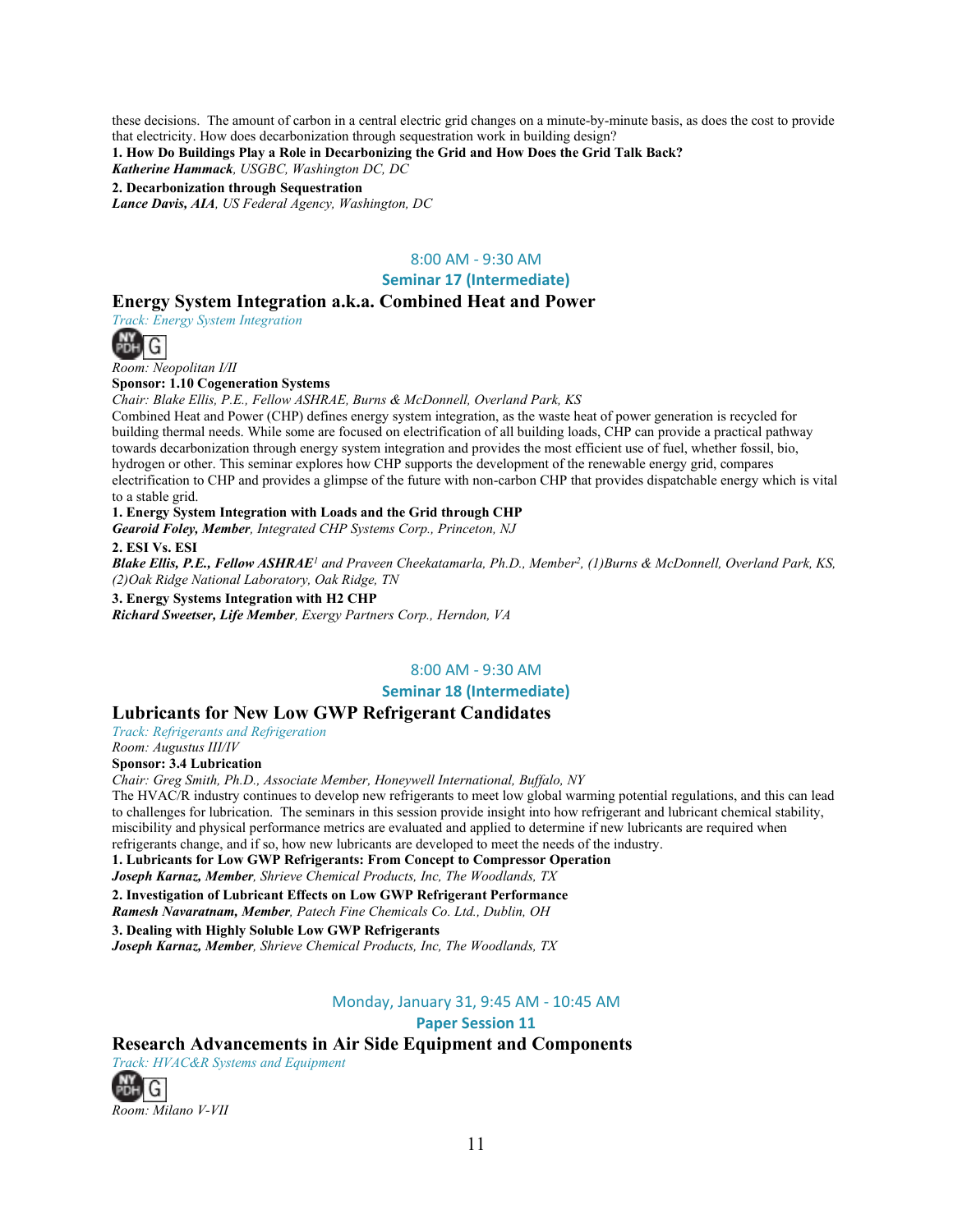these decisions. The amount of carbon in a central electric grid changes on a minute-by-minute basis, as does the cost to provide that electricity. How does decarbonization through sequestration work in building design?

**1. How Do Buildings Play a Role in Decarbonizing the Grid and How Does the Grid Talk Back?**
***Katherine Hammack**, USGBC, Washington DC, DC*

**2. Decarbonization through Sequestration**
***Lance Davis, AIA**, US Federal Agency, Washington, DC*

8:00 AM - 9:30 AM

Seminar 17 (Intermediate)

## Energy System Integration a.k.a. Combined Heat and Power

*Track: Energy System Integration*

*Room: Neopolitan I/II*

**Sponsor: 1.10 Cogeneration Systems**

*Chair: Blake Ellis, P.E., Fellow ASHRAE, Burns & McDonnell, Overland Park, KS*

Combined Heat and Power (CHP) defines energy system integration, as the waste heat of power generation is recycled for building thermal needs. While some are focused on electrification of all building loads, CHP can provide a practical pathway towards decarbonization through energy system integration and provides the most efficient use of fuel, whether fossil, bio, hydrogen or other. This seminar explores how CHP supports the development of the renewable energy grid, compares electrification to CHP and provides a glimpse of the future with non-carbon CHP that provides dispatchable energy which is vital to a stable grid.

**1. Energy System Integration with Loads and the Grid through CHP**
***Gearoid Foley, Member**, Integrated CHP Systems Corp., Princeton, NJ*

**2. ESI Vs. ESI**
***Blake Ellis, P.E., Fellow ASHRAE**[1] and Praveen Cheekatamarla, Ph.D., Member[2], (1)Burns & McDonnell, Overland Park, KS, (2)Oak Ridge National Laboratory, Oak Ridge, TN*

**3. Energy Systems Integration with H2 CHP**
***Richard Sweetser, Life Member**, Exergy Partners Corp., Herndon, VA*

8:00 AM - 9:30 AM

Seminar 18 (Intermediate)

## Lubricants for New Low GWP Refrigerant Candidates

*Track: Refrigerants and Refrigeration*

*Room: Augustus III/IV*

**Sponsor: 3.4 Lubrication**

*Chair: Greg Smith, Ph.D., Associate Member, Honeywell International, Buffalo, NY*

The HVAC/R industry continues to develop new refrigerants to meet low global warming potential regulations, and this can lead to challenges for lubrication. The seminars in this session provide insight into how refrigerant and lubricant chemical stability, miscibility and physical performance metrics are evaluated and applied to determine if new lubricants are required when refrigerants change, and if so, how new lubricants are developed to meet the needs of the industry.

**1. Lubricants for Low GWP Refrigerants: From Concept to Compressor Operation**
***Joseph Karnaz, Member**, Shrieve Chemical Products, Inc, The Woodlands, TX*

**2. Investigation of Lubricant Effects on Low GWP Refrigerant Performance**
***Ramesh Navaratnam, Member**, Patech Fine Chemicals Co. Ltd., Dublin, OH*

**3. Dealing with Highly Soluble Low GWP Refrigerants**
***Joseph Karnaz, Member**, Shrieve Chemical Products, Inc, The Woodlands, TX*

Monday, January 31, 9:45 AM - 10:45 AM

Paper Session 11

## Research Advancements in Air Side Equipment and Components

*Track: HVAC&R Systems and Equipment*

*Room: Milano V-VII*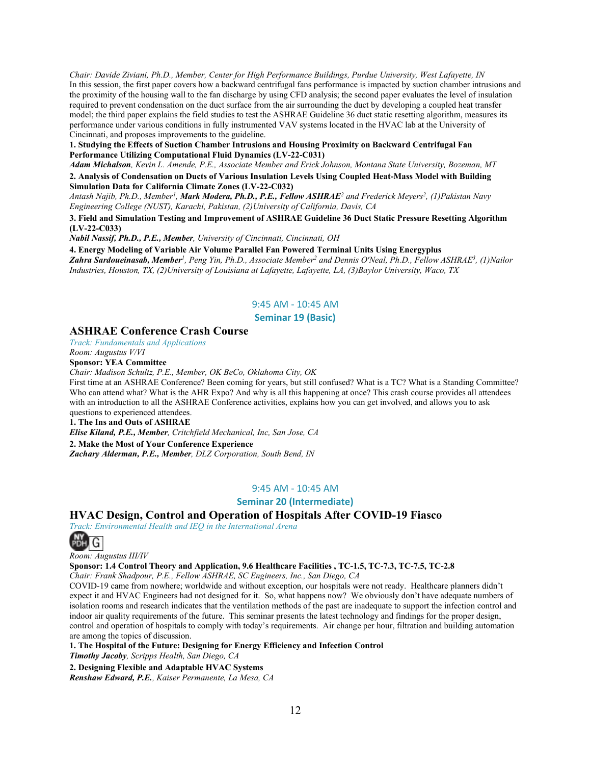*Chair: Davide Ziviani, Ph.D., Member, Center for High Performance Buildings, Purdue University, West Lafayette, IN*

In this session, the first paper covers how a backward centrifugal fans performance is impacted by suction chamber intrusions and the proximity of the housing wall to the fan discharge by using CFD analysis; the second paper evaluates the level of insulation required to prevent condensation on the duct surface from the air surrounding the duct by developing a coupled heat transfer model; the third paper explains the field studies to test the ASHRAE Guideline 36 duct static resetting algorithm, measures its performance under various conditions in fully instrumented VAV systems located in the HVAC lab at the University of Cincinnati, and proposes improvements to the guideline.

**1. Studying the Effects of Suction Chamber Intrusions and Housing Proximity on Backward Centrifugal Fan Performance Utilizing Computational Fluid Dynamics (LV-22-C031)**

***Adam Michalson****, Kevin L. Amende, P.E., Associate Member and Erick Johnson, Montana State University, Bozeman, MT*

**2. Analysis of Condensation on Ducts of Various Insulation Levels Using Coupled Heat-Mass Model with Building Simulation Data for California Climate Zones (LV-22-C032)**

*Antash Najib, Ph.D., Member[1], **Mark Modera, Ph.D., P.E., Fellow ASHRAE**[2] and Frederick Meyers[2], (1)Pakistan Navy Engineering College (NUST), Karachi, Pakistan, (2)University of California, Davis, CA*

**3. Field and Simulation Testing and Improvement of ASHRAE Guideline 36 Duct Static Pressure Resetting Algorithm (LV-22-C033)**

***Nabil Nassif, Ph.D., P.E., Member****, University of Cincinnati, Cincinnati, OH*

**4. Energy Modeling of Variable Air Volume Parallel Fan Powered Terminal Units Using Energyplus**

***Zahra Sardoueinasab, Member****[1], Peng Yin, Ph.D., Associate Member[2] and Dennis O'Neal, Ph.D., Fellow ASHRAE[3], (1)Nailor Industries, Houston, TX, (2)University of Louisiana at Lafayette, Lafayette, LA, (3)Baylor University, Waco, TX*

9:45 AM - 10:45 AM

**Seminar 19 (Basic)**

## ASHRAE Conference Crash Course

*Track: Fundamentals and Applications*

*Room: Augustus V/VI*

**Sponsor: YEA Committee**

*Chair: Madison Schultz, P.E., Member, OK BeCo, Oklahoma City, OK*

First time at an ASHRAE Conference? Been coming for years, but still confused? What is a TC? What is a Standing Committee? Who can attend what? What is the AHR Expo? And why is all this happening at once? This crash course provides all attendees with an introduction to all the ASHRAE Conference activities, explains how you can get involved, and allows you to ask questions to experienced attendees.

**1. The Ins and Outs of ASHRAE**

***Elise Kiland, P.E., Member****, Critchfield Mechanical, Inc, San Jose, CA*

**2. Make the Most of Your Conference Experience**

***Zachary Alderman, P.E., Member****, DLZ Corporation, South Bend, IN*

9:45 AM - 10:45 AM

**Seminar 20 (Intermediate)**

## HVAC Design, Control and Operation of Hospitals After COVID-19 Fiasco

*Track: Environmental Health and IEQ in the International Arena*

NY PDH G

*Room: Augustus III/IV*

**Sponsor: 1.4 Control Theory and Application, 9.6 Healthcare Facilities , TC-1.5, TC-7.3, TC-7.5, TC-2.8**

*Chair: Frank Shadpour, P.E., Fellow ASHRAE, SC Engineers, Inc., San Diego, CA*

COVID-19 came from nowhere; worldwide and without exception, our hospitals were not ready. Healthcare planners didn't expect it and HVAC Engineers had not designed for it. So, what happens now? We obviously don't have adequate numbers of isolation rooms and research indicates that the ventilation methods of the past are inadequate to support the infection control and indoor air quality requirements of the future. This seminar presents the latest technology and findings for the proper design, control and operation of hospitals to comply with today's requirements. Air change per hour, filtration and building automation are among the topics of discussion.

**1. The Hospital of the Future: Designing for Energy Efficiency and Infection Control**

***Timothy Jacoby****, Scripps Health, San Diego, CA*

**2. Designing Flexible and Adaptable HVAC Systems**

***Renshaw Edward, P.E.****, Kaiser Permanente, La Mesa, CA*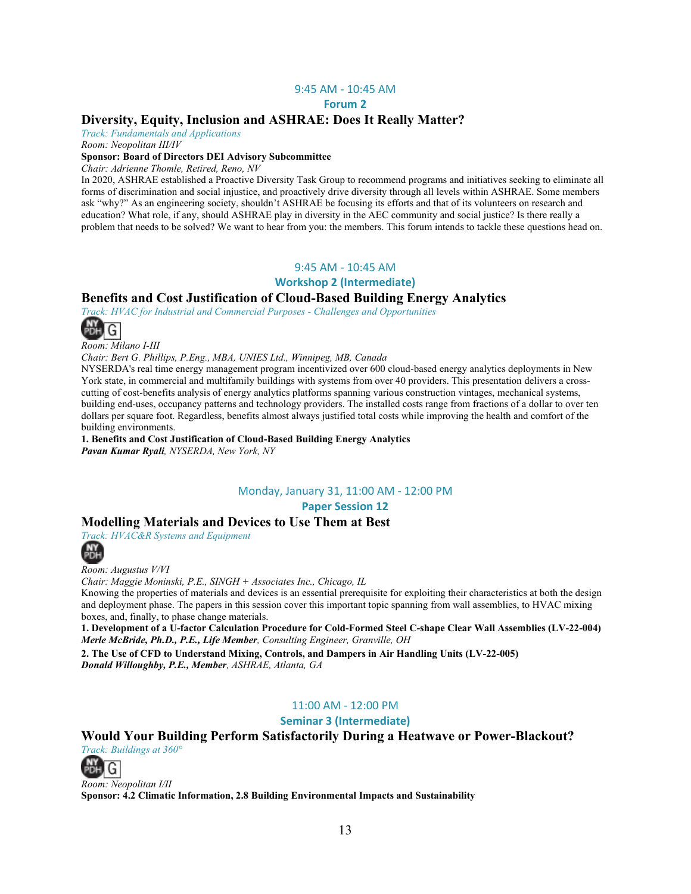9:45 AM - 10:45 AM

**Forum 2**

## Diversity, Equity, Inclusion and ASHRAE: Does It Really Matter?

*Track: Fundamentals and Applications*

*Room: Neopolitan III/IV*

**Sponsor: Board of Directors DEI Advisory Subcommittee**

*Chair: Adrienne Thomle, Retired, Reno, NV*

In 2020, ASHRAE established a Proactive Diversity Task Group to recommend programs and initiatives seeking to eliminate all forms of discrimination and social injustice, and proactively drive diversity through all levels within ASHRAE. Some members ask "why?" As an engineering society, shouldn't ASHRAE be focusing its efforts and that of its volunteers on research and education? What role, if any, should ASHRAE play in diversity in the AEC community and social justice? Is there really a problem that needs to be solved? We want to hear from you: the members. This forum intends to tackle these questions head on.

9:45 AM - 10:45 AM

**Workshop 2 (Intermediate)**

## Benefits and Cost Justification of Cloud-Based Building Energy Analytics

*Track: HVAC for Industrial and Commercial Purposes - Challenges and Opportunities*

NY PDH G

*Room: Milano I-III*

*Chair: Bert G. Phillips, P.Eng., MBA, UNIES Ltd., Winnipeg, MB, Canada*

NYSERDA's real time energy management program incentivized over 600 cloud-based energy analytics deployments in New York state, in commercial and multifamily buildings with systems from over 40 providers. This presentation delivers a cross-cutting of cost-benefits analysis of energy analytics platforms spanning various construction vintages, mechanical systems, building end-uses, occupancy patterns and technology providers. The installed costs range from fractions of a dollar to over ten dollars per square foot. Regardless, benefits almost always justified total costs while improving the health and comfort of the building environments.

**1. Benefits and Cost Justification of Cloud-Based Building Energy Analytics**
***Pavan Kumar Ryali****, NYSERDA, New York, NY*

Monday, January 31, 11:00 AM - 12:00 PM

**Paper Session 12**

## Modelling Materials and Devices to Use Them at Best

*Track: HVAC&R Systems and Equipment*

NY PDH

*Room: Augustus V/VI*

*Chair: Maggie Moninski, P.E., SINGH + Associates Inc., Chicago, IL*

Knowing the properties of materials and devices is an essential prerequisite for exploiting their characteristics at both the design and deployment phase. The papers in this session cover this important topic spanning from wall assemblies, to HVAC mixing boxes, and, finally, to phase change materials.

**1. Development of a U-factor Calculation Procedure for Cold-Formed Steel C-shape Clear Wall Assemblies (LV-22-004)**
***Merle McBride, Ph.D., P.E., Life Member****, Consulting Engineer, Granville, OH*

**2. The Use of CFD to Understand Mixing, Controls, and Dampers in Air Handling Units (LV-22-005)**
***Donald Willoughby, P.E., Member****, ASHRAE, Atlanta, GA*

11:00 AM - 12:00 PM

**Seminar 3 (Intermediate)**

## Would Your Building Perform Satisfactorily During a Heatwave or Power-Blackout?

*Track: Buildings at 360°*

NY PDH G

*Room: Neopolitan I/II*

**Sponsor: 4.2 Climatic Information, 2.8 Building Environmental Impacts and Sustainability**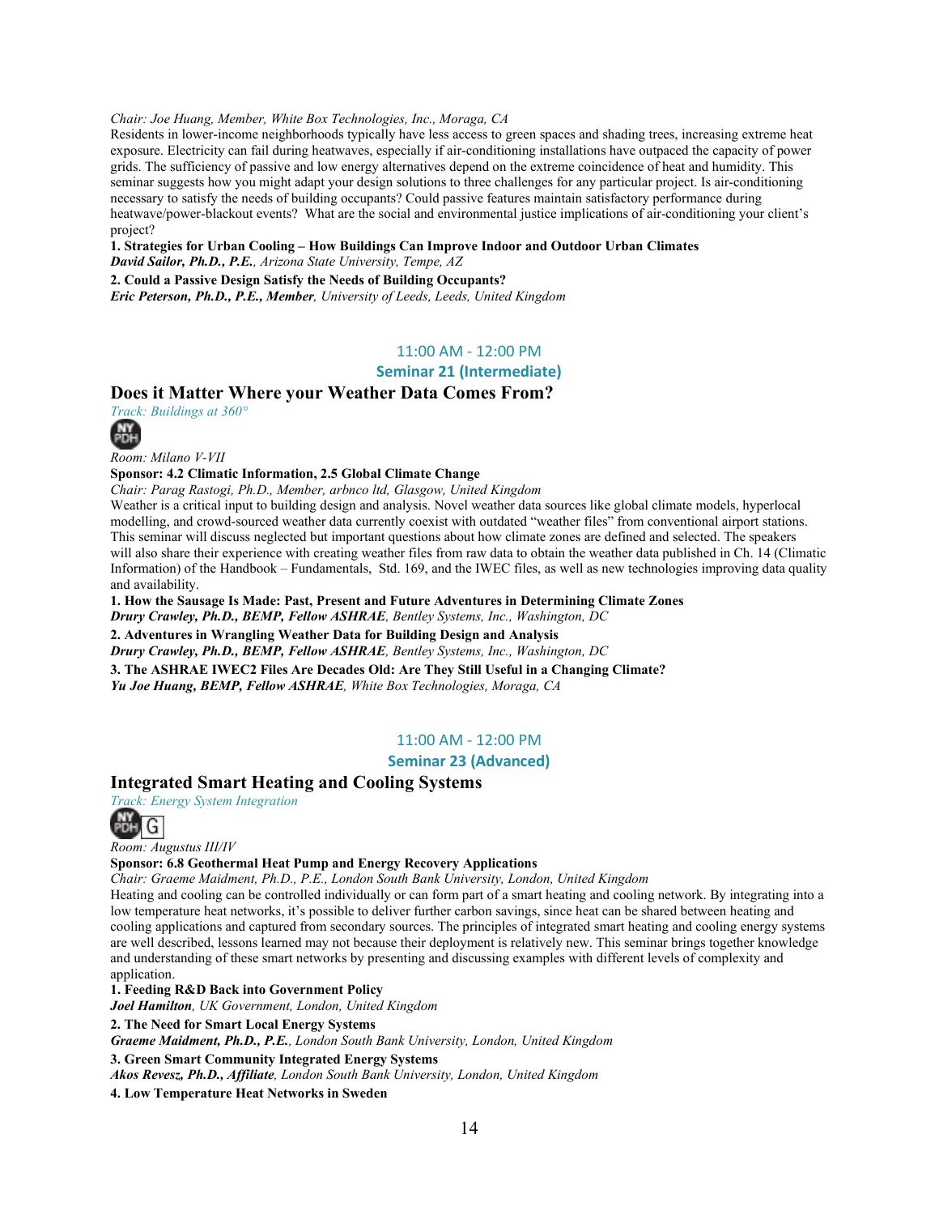*Chair: Joe Huang, Member, White Box Technologies, Inc., Moraga, CA*

Residents in lower-income neighborhoods typically have less access to green spaces and shading trees, increasing extreme heat exposure. Electricity can fail during heatwaves, especially if air-conditioning installations have outpaced the capacity of power grids. The sufficiency of passive and low energy alternatives depend on the extreme coincidence of heat and humidity. This seminar suggests how you might adapt your design solutions to three challenges for any particular project. Is air-conditioning necessary to satisfy the needs of building occupants? Could passive features maintain satisfactory performance during heatwave/power-blackout events? What are the social and environmental justice implications of air-conditioning your client's project?

**1. Strategies for Urban Cooling – How Buildings Can Improve Indoor and Outdoor Urban Climates**
***David Sailor, Ph.D., P.E.****, Arizona State University, Tempe, AZ*

**2. Could a Passive Design Satisfy the Needs of Building Occupants?**
***Eric Peterson, Ph.D., P.E., Member****, University of Leeds, Leeds, United Kingdom*

11:00 AM - 12:00 PM

**Seminar 21 (Intermediate)**

## Does it Matter Where your Weather Data Comes From?

*Track: Buildings at 360°*

*Room: Milano V-VII*

**Sponsor: 4.2 Climatic Information, 2.5 Global Climate Change**

*Chair: Parag Rastogi, Ph.D., Member, arbnco ltd, Glasgow, United Kingdom*

Weather is a critical input to building design and analysis. Novel weather data sources like global climate models, hyperlocal modelling, and crowd-sourced weather data currently coexist with outdated "weather files" from conventional airport stations. This seminar will discuss neglected but important questions about how climate zones are defined and selected. The speakers will also share their experience with creating weather files from raw data to obtain the weather data published in Ch. 14 (Climatic Information) of the Handbook – Fundamentals, Std. 169, and the IWEC files, as well as new technologies improving data quality and availability.

**1. How the Sausage Is Made: Past, Present and Future Adventures in Determining Climate Zones**
***Drury Crawley, Ph.D., BEMP, Fellow ASHRAE****, Bentley Systems, Inc., Washington, DC*

**2. Adventures in Wrangling Weather Data for Building Design and Analysis**
***Drury Crawley, Ph.D., BEMP, Fellow ASHRAE****, Bentley Systems, Inc., Washington, DC*

**3. The ASHRAE IWEC2 Files Are Decades Old: Are They Still Useful in a Changing Climate?**
***Yu Joe Huang, BEMP, Fellow ASHRAE****, White Box Technologies, Moraga, CA*

11:00 AM - 12:00 PM

**Seminar 23 (Advanced)**

## Integrated Smart Heating and Cooling Systems

*Track: Energy System Integration*

*Room: Augustus III/IV*

**Sponsor: 6.8 Geothermal Heat Pump and Energy Recovery Applications**

*Chair: Graeme Maidment, Ph.D., P.E., London South Bank University, London, United Kingdom*

Heating and cooling can be controlled individually or can form part of a smart heating and cooling network. By integrating into a low temperature heat networks, it's possible to deliver further carbon savings, since heat can be shared between heating and cooling applications and captured from secondary sources. The principles of integrated smart heating and cooling energy systems are well described, lessons learned may not because their deployment is relatively new. This seminar brings together knowledge and understanding of these smart networks by presenting and discussing examples with different levels of complexity and application.

**1. Feeding R&D Back into Government Policy**
***Joel Hamilton****, UK Government, London, United Kingdom*

**2. The Need for Smart Local Energy Systems**
***Graeme Maidment, Ph.D., P.E.****, London South Bank University, London, United Kingdom*

**3. Green Smart Community Integrated Energy Systems**
***Akos Revesz, Ph.D., Affiliate****, London South Bank University, London, United Kingdom*

**4. Low Temperature Heat Networks in Sweden**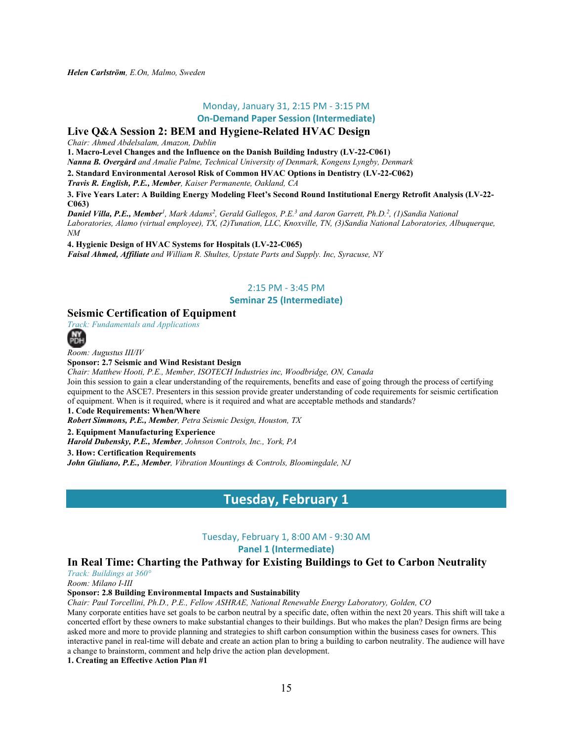***Helen Carlström***, *E.On, Malmo, Sweden*

Monday, January 31, 2:15 PM - 3:15 PM

**On-Demand Paper Session (Intermediate)**

## Live Q&A Session 2: BEM and Hygiene-Related HVAC Design

*Chair: Ahmed Abdelsalam, Amazon, Dublin*

**1. Macro-Level Changes and the Influence on the Danish Building Industry (LV-22-C061)**

***Nanna B. Overgård*** *and Amalie Palme, Technical University of Denmark, Kongens Lyngby, Denmark*

**2. Standard Environmental Aerosol Risk of Common HVAC Options in Dentistry (LV-22-C062)**

***Travis R. English, P.E., Member***, *Kaiser Permanente, Oakland, CA*

**3. Five Years Later: A Building Energy Modeling Fleet's Second Round Institutional Energy Retrofit Analysis (LV-22-C063)**

***Daniel Villa, P.E., Member***[1], *Mark Adams*[2], *Gerald Gallegos, P.E.*[3] *and Aaron Garrett, Ph.D.*[2], *(1)Sandia National Laboratories, Alamo (virtual employee), TX, (2)Tunation, LLC, Knoxville, TN, (3)Sandia National Laboratories, Albuquerque, NM*

**4. Hygienic Design of HVAC Systems for Hospitals (LV-22-C065)**

***Faisal Ahmed, Affiliate*** *and William R. Shultes, Upstate Parts and Supply. Inc, Syracuse, NY*

2:15 PM - 3:45 PM

**Seminar 25 (Intermediate)**

## Seismic Certification of Equipment

*Track: Fundamentals and Applications*

NY PDH

*Room: Augustus III/IV*

**Sponsor: 2.7 Seismic and Wind Resistant Design**

*Chair: Matthew Hooti, P.E., Member, ISOTECH Industries inc, Woodbridge, ON, Canada*

Join this session to gain a clear understanding of the requirements, benefits and ease of going through the process of certifying equipment to the ASCE7. Presenters in this session provide greater understanding of code requirements for seismic certification of equipment. When is it required, where is it required and what are acceptable methods and standards?

**1. Code Requirements: When/Where**

***Robert Simmons, P.E., Member***, *Petra Seismic Design, Houston, TX*

**2. Equipment Manufacturing Experience**

***Harold Dubensky, P.E., Member***, *Johnson Controls, Inc., York, PA*

**3. How: Certification Requirements**

***John Giuliano, P.E., Member***, *Vibration Mountings & Controls, Bloomingdale, NJ*

# Tuesday, February 1

Tuesday, February 1, 8:00 AM - 9:30 AM

**Panel 1 (Intermediate)**

## In Real Time: Charting the Pathway for Existing Buildings to Get to Carbon Neutrality

*Track: Buildings at 360°*

*Room: Milano I-III*

**Sponsor: 2.8 Building Environmental Impacts and Sustainability**

*Chair: Paul Torcellini, Ph.D., P.E., Fellow ASHRAE, National Renewable Energy Laboratory, Golden, CO*

Many corporate entities have set goals to be carbon neutral by a specific date, often within the next 20 years. This shift will take a concerted effort by these owners to make substantial changes to their buildings. But who makes the plan? Design firms are being asked more and more to provide planning and strategies to shift carbon consumption within the business cases for owners. This interactive panel in real-time will debate and create an action plan to bring a building to carbon neutrality. The audience will have a change to brainstorm, comment and help drive the action plan development.

**1. Creating an Effective Action Plan #1**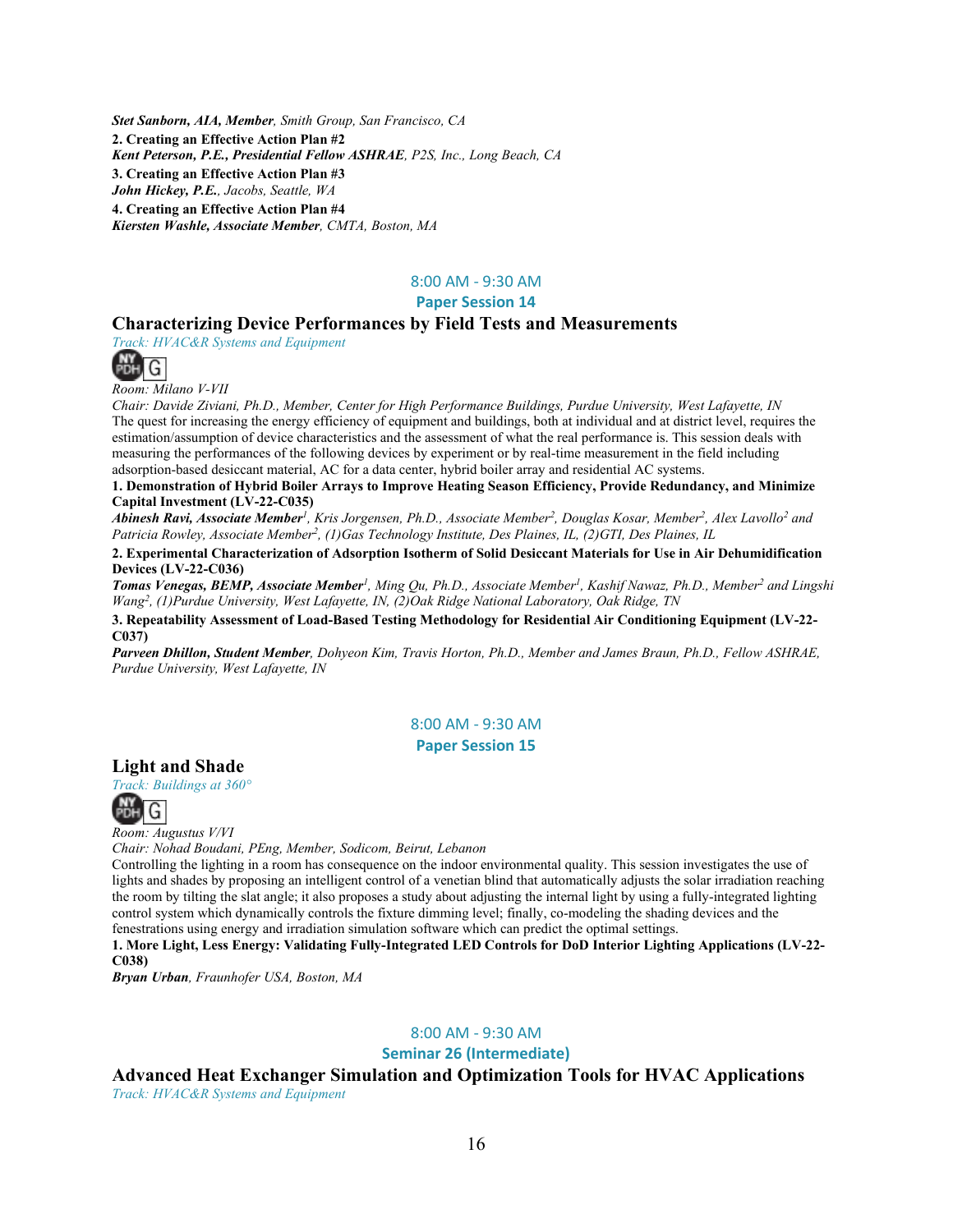***Stet Sanborn, AIA, Member**, Smith Group, San Francisco, CA*

**2. Creating an Effective Action Plan #2**

***Kent Peterson, P.E., Presidential Fellow ASHRAE**, P2S, Inc., Long Beach, CA*

**3. Creating an Effective Action Plan #3**

***John Hickey, P.E.**, Jacobs, Seattle, WA*

**4. Creating an Effective Action Plan #4**

***Kiersten Washle, Associate Member**, CMTA, Boston, MA*

8:00 AM - 9:30 AM

**Paper Session 14**

## Characterizing Device Performances by Field Tests and Measurements

*Track: HVAC&R Systems and Equipment*

NY PDH G

*Room: Milano V-VII*

*Chair: Davide Ziviani, Ph.D., Member, Center for High Performance Buildings, Purdue University, West Lafayette, IN*

The quest for increasing the energy efficiency of equipment and buildings, both at individual and at district level, requires the estimation/assumption of device characteristics and the assessment of what the real performance is. This session deals with measuring the performances of the following devices by experiment or by real-time measurement in the field including adsorption-based desiccant material, AC for a data center, hybrid boiler array and residential AC systems.

**1. Demonstration of Hybrid Boiler Arrays to Improve Heating Season Efficiency, Provide Redundancy, and Minimize Capital Investment (LV-22-C035)**

***Abinesh Ravi, Associate Member**[1], Kris Jorgensen, Ph.D., Associate Member[2], Douglas Kosar, Member[2], Alex Lavollo[2] and Patricia Rowley, Associate Member[2], (1)Gas Technology Institute, Des Plaines, IL, (2)GTI, Des Plaines, IL*

**2. Experimental Characterization of Adsorption Isotherm of Solid Desiccant Materials for Use in Air Dehumidification Devices (LV-22-C036)**

***Tomas Venegas, BEMP, Associate Member**[1], Ming Qu, Ph.D., Associate Member[1], Kashif Nawaz, Ph.D., Member[2] and Lingshi Wang[2], (1)Purdue University, West Lafayette, IN, (2)Oak Ridge National Laboratory, Oak Ridge, TN*

**3. Repeatability Assessment of Load-Based Testing Methodology for Residential Air Conditioning Equipment (LV-22-C037)**

***Parveen Dhillon, Student Member**, Dohyeon Kim, Travis Horton, Ph.D., Member and James Braun, Ph.D., Fellow ASHRAE, Purdue University, West Lafayette, IN*

8:00 AM - 9:30 AM

**Paper Session 15**

## Light and Shade

*Track: Buildings at 360°*

NY PDH G

*Room: Augustus V/VI*

*Chair: Nohad Boudani, PEng, Member, Sodicom, Beirut, Lebanon*

Controlling the lighting in a room has consequence on the indoor environmental quality. This session investigates the use of lights and shades by proposing an intelligent control of a venetian blind that automatically adjusts the solar irradiation reaching the room by tilting the slat angle; it also proposes a study about adjusting the internal light by using a fully-integrated lighting control system which dynamically controls the fixture dimming level; finally, co-modeling the shading devices and the fenestrations using energy and irradiation simulation software which can predict the optimal settings.

**1. More Light, Less Energy: Validating Fully-Integrated LED Controls for DoD Interior Lighting Applications (LV-22-C038)**

***Bryan Urban**, Fraunhofer USA, Boston, MA*

8:00 AM - 9:30 AM

**Seminar 26 (Intermediate)**

## Advanced Heat Exchanger Simulation and Optimization Tools for HVAC Applications

*Track: HVAC&R Systems and Equipment*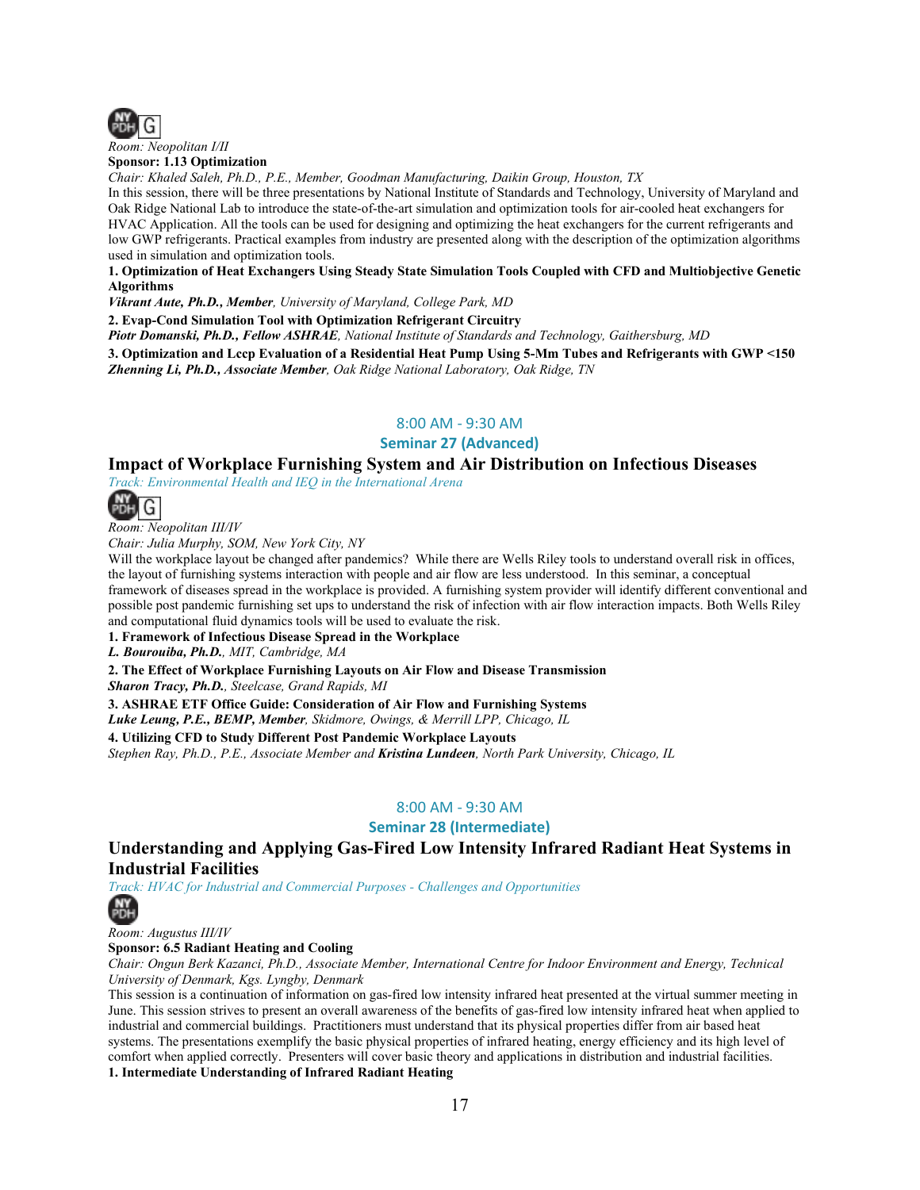NY PDH G

*Room: Neopolitan I/II*

**Sponsor: 1.13 Optimization**

*Chair: Khaled Saleh, Ph.D., P.E., Member, Goodman Manufacturing, Daikin Group, Houston, TX*

In this session, there will be three presentations by National Institute of Standards and Technology, University of Maryland and Oak Ridge National Lab to introduce the state-of-the-art simulation and optimization tools for air-cooled heat exchangers for HVAC Application. All the tools can be used for designing and optimizing the heat exchangers for the current refrigerants and low GWP refrigerants. Practical examples from industry are presented along with the description of the optimization algorithms used in simulation and optimization tools.

**1. Optimization of Heat Exchangers Using Steady State Simulation Tools Coupled with CFD and Multiobjective Genetic Algorithms**

***Vikrant Aute, Ph.D., Member**, University of Maryland, College Park, MD*

**2. Evap-Cond Simulation Tool with Optimization Refrigerant Circuitry**

***Piotr Domanski, Ph.D., Fellow ASHRAE**, National Institute of Standards and Technology, Gaithersburg, MD*

**3. Optimization and Lccp Evaluation of a Residential Heat Pump Using 5-Mm Tubes and Refrigerants with GWP <150**

***Zhenning Li, Ph.D., Associate Member**, Oak Ridge National Laboratory, Oak Ridge, TN*

8:00 AM - 9:30 AM

**Seminar 27 (Advanced)**

## Impact of Workplace Furnishing System and Air Distribution on Infectious Diseases

*Track: Environmental Health and IEQ in the International Arena*

NY PDH G

*Room: Neopolitan III/IV*

*Chair: Julia Murphy, SOM, New York City, NY*

Will the workplace layout be changed after pandemics? While there are Wells Riley tools to understand overall risk in offices, the layout of furnishing systems interaction with people and air flow are less understood. In this seminar, a conceptual framework of diseases spread in the workplace is provided. A furnishing system provider will identify different conventional and possible post pandemic furnishing set ups to understand the risk of infection with air flow interaction impacts. Both Wells Riley and computational fluid dynamics tools will be used to evaluate the risk.

**1. Framework of Infectious Disease Spread in the Workplace**

***L. Bourouiba, Ph.D.**, MIT, Cambridge, MA*

**2. The Effect of Workplace Furnishing Layouts on Air Flow and Disease Transmission**

***Sharon Tracy, Ph.D.**, Steelcase, Grand Rapids, MI*

**3. ASHRAE ETF Office Guide: Consideration of Air Flow and Furnishing Systems**

***Luke Leung, P.E., BEMP, Member**, Skidmore, Owings, & Merrill LPP, Chicago, IL*

**4. Utilizing CFD to Study Different Post Pandemic Workplace Layouts**

*Stephen Ray, Ph.D., P.E., Associate Member and **Kristina Lundeen**, North Park University, Chicago, IL*

8:00 AM - 9:30 AM

**Seminar 28 (Intermediate)**

## Understanding and Applying Gas-Fired Low Intensity Infrared Radiant Heat Systems in Industrial Facilities

*Track: HVAC for Industrial and Commercial Purposes - Challenges and Opportunities*

NY PDH

*Room: Augustus III/IV*

**Sponsor: 6.5 Radiant Heating and Cooling**

*Chair: Ongun Berk Kazanci, Ph.D., Associate Member, International Centre for Indoor Environment and Energy, Technical University of Denmark, Kgs. Lyngby, Denmark*

This session is a continuation of information on gas-fired low intensity infrared heat presented at the virtual summer meeting in June. This session strives to present an overall awareness of the benefits of gas-fired low intensity infrared heat when applied to industrial and commercial buildings. Practitioners must understand that its physical properties differ from air based heat systems. The presentations exemplify the basic physical properties of infrared heating, energy efficiency and its high level of comfort when applied correctly. Presenters will cover basic theory and applications in distribution and industrial facilities.

**1. Intermediate Understanding of Infrared Radiant Heating**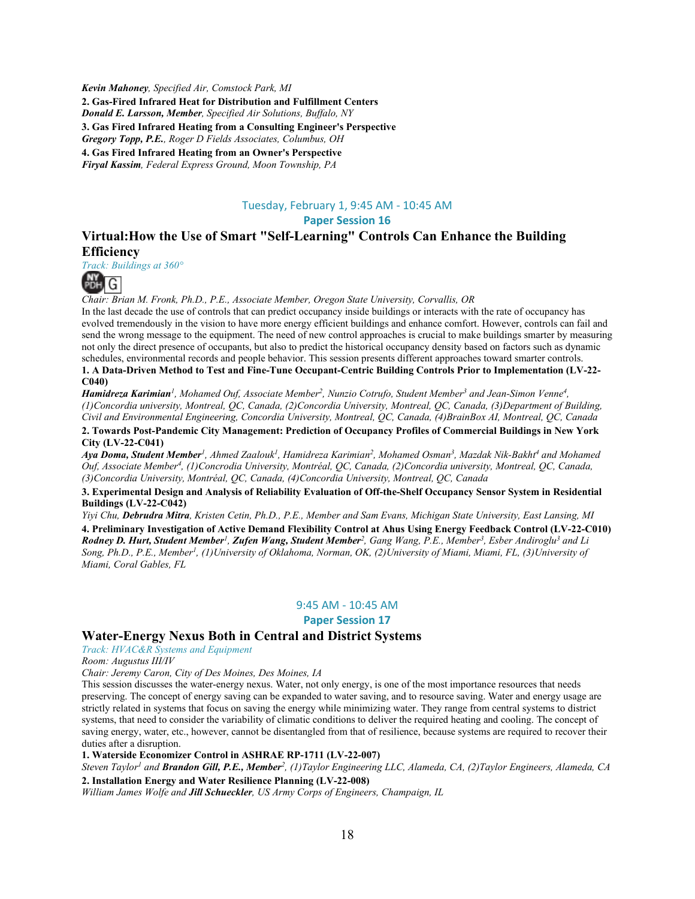***Kevin Mahoney**, Specified Air, Comstock Park, MI*

**2. Gas-Fired Heat for Distribution and Fulfillment Centers**

***Donald E. Larsson, Member**, Specified Air Solutions, Buffalo, NY*

**3. Gas Fired Infrared Heating from a Consulting Engineer's Perspective**

***Gregory Topp, P.E.**, Roger D Fields Associates, Columbus, OH*

**4. Gas Fired Infrared Heating from an Owner's Perspective**

***Firyal Kassim**, Federal Express Ground, Moon Township, PA*

Tuesday, February 1, 9:45 AM - 10:45 AM

**Paper Session 16**

## Virtual:How the Use of Smart "Self-Learning" Controls Can Enhance the Building Efficiency

*Track: Buildings at 360°*

NY PDH G

*Chair: Brian M. Fronk, Ph.D., P.E., Associate Member, Oregon State University, Corvallis, OR*

In the last decade the use of controls that can predict occupancy inside buildings or interacts with the rate of occupancy has evolved tremendously in the vision to have more energy efficient buildings and enhance comfort. However, controls can fail and send the wrong message to the equipment. The need of new control approaches is crucial to make buildings smarter by measuring not only the direct presence of occupants, but also to predict the historical occupancy density based on factors such as dynamic schedules, environmental records and people behavior. This session presents different approaches toward smarter controls.

**1. A Data-Driven Method to Test and Fine-Tune Occupant-Centric Building Controls Prior to Implementation (LV-22-C040)**

***Hamidreza Karimian**[1], Mohamed Ouf, Associate Member[2], Nunzio Cotrufo, Student Member[3] and Jean-Simon Venne[4], (1)Concordia university, Montreal, QC, Canada, (2)Concordia University, Montreal, QC, Canada, (3)Department of Building, Civil and Environmental Engineering, Concordia University, Montreal, QC, Canada, (4)BrainBox AI, Montreal, QC, Canada*

**2. Towards Post-Pandemic City Management: Prediction of Occupancy Profiles of Commercial Buildings in New York City (LV-22-C041)**

***Aya Doma, Student Member**[1], Ahmed Zaalouk[1], Hamidreza Karimian[2], Mohamed Osman[3], Mazdak Nik-Bakht[4] and Mohamed Ouf, Associate Member[4], (1)Concrodia University, Montréal, QC, Canada, (2)Concordia university, Montreal, QC, Canada, (3)Concordia University, Montréal, QC, Canada, (4)Concordia University, Montreal, QC, Canada*

**3. Experimental Design and Analysis of Reliability Evaluation of Off-the-Shelf Occupancy Sensor System in Residential Buildings (LV-22-C042)**

*Yiyi Chu, **Debrudra Mitra**, Kristen Cetin, Ph.D., P.E., Member and Sam Evans, Michigan State University, East Lansing, MI*

**4. Preliminary Investigation of Active Demand Flexibility Control at Ahus Using Energy Feedback Control (LV-22-C010)**

***Rodney D. Hurt, Student Member**[1], **Zufen Wang, Student Member**[2], Gang Wang, P.E., Member[3], Esber Andiroglu[3] and Li Song, Ph.D., P.E., Member[1], (1)University of Oklahoma, Norman, OK, (2)University of Miami, Miami, FL, (3)University of Miami, Coral Gables, FL*

9:45 AM - 10:45 AM

**Paper Session 17**

## Water-Energy Nexus Both in Central and District Systems

*Track: HVAC&R Systems and Equipment*

*Room: Augustus III/IV*

*Chair: Jeremy Caron, City of Des Moines, Des Moines, IA*

This session discusses the water-energy nexus. Water, not only energy, is one of the most importance resources that needs preserving. The concept of energy saving can be expanded to water saving, and to resource saving. Water and energy usage are strictly related in systems that focus on saving the energy while minimizing water. They range from central systems to district systems, that need to consider the variability of climatic conditions to deliver the required heating and cooling. The concept of saving energy, water, etc., however, cannot be disentangled from that of resilience, because systems are required to recover their duties after a disruption.

**1. Waterside Economizer Control in ASHRAE RP-1711 (LV-22-007)**

*Steven Taylor[1] and **Brandon Gill, P.E., Member**[2], (1)Taylor Engineering LLC, Alameda, CA, (2)Taylor Engineers, Alameda, CA*

**2. Installation Energy and Water Resilience Planning (LV-22-008)**

*William James Wolfe and **Jill Schueckler**, US Army Corps of Engineers, Champaign, IL*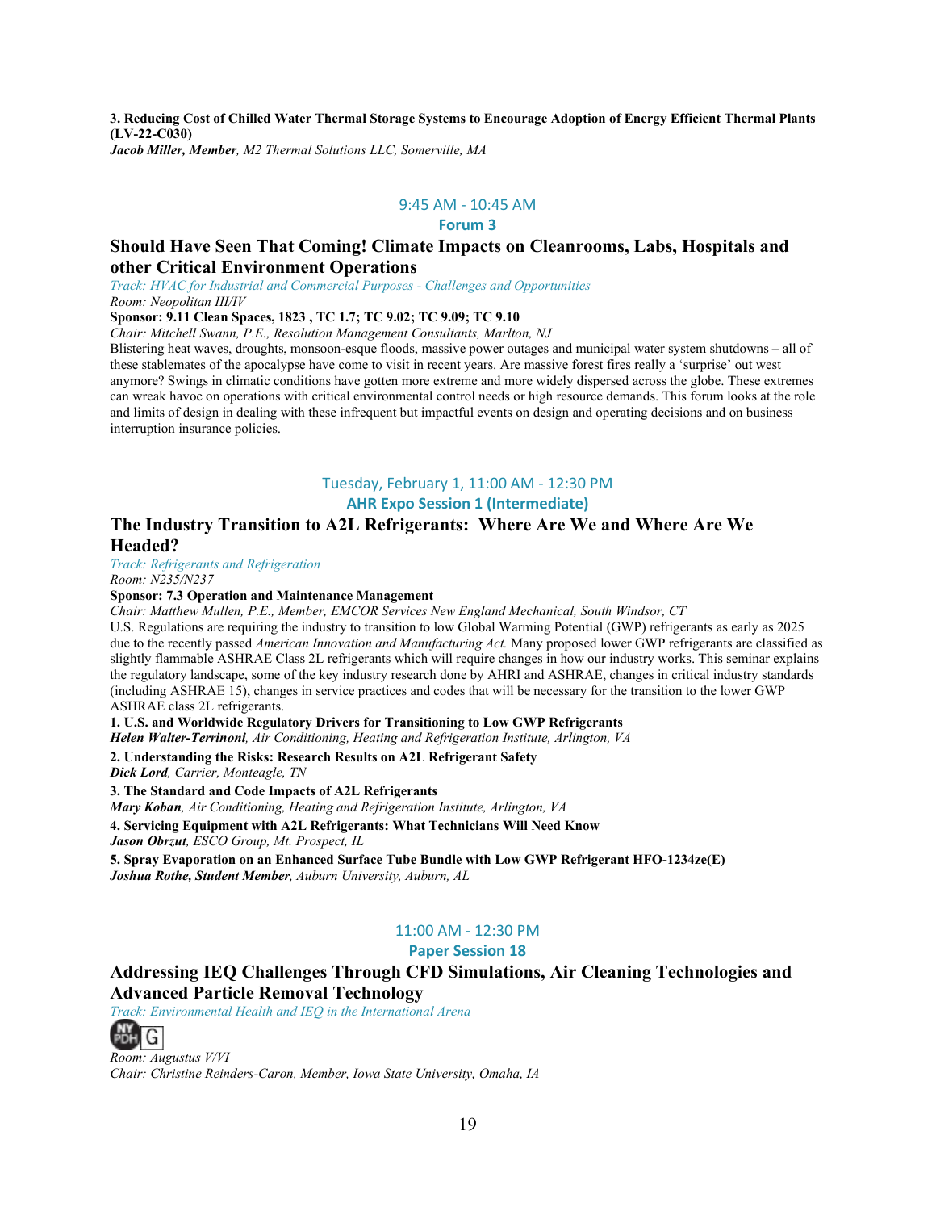**3. Reducing Cost of Chilled Water Thermal Storage Systems to Encourage Adoption of Energy Efficient Thermal Plants (LV-22-C030)**
***Jacob Miller, Member****, M2 Thermal Solutions LLC, Somerville, MA*

9:45 AM - 10:45 AM

**Forum 3**

## Should Have Seen That Coming! Climate Impacts on Cleanrooms, Labs, Hospitals and other Critical Environment Operations

*Track: HVAC for Industrial and Commercial Purposes - Challenges and Opportunities*
*Room: Neopolitan III/IV*
**Sponsor: 9.11 Clean Spaces, 1823 , TC 1.7; TC 9.02; TC 9.09; TC 9.10**
*Chair: Mitchell Swann, P.E., Resolution Management Consultants, Marlton, NJ*

Blistering heat waves, droughts, monsoon-esque floods, massive power outages and municipal water system shutdowns – all of these stablemates of the apocalypse have come to visit in recent years. Are massive forest fires really a 'surprise' out west anymore? Swings in climatic conditions have gotten more extreme and more widely dispersed across the globe. These extremes can wreak havoc on operations with critical environmental control needs or high resource demands. This forum looks at the role and limits of design in dealing with these infrequent but impactful events on design and operating decisions and on business interruption insurance policies.

Tuesday, February 1, 11:00 AM - 12:30 PM

**AHR Expo Session 1 (Intermediate)**

## The Industry Transition to A2L Refrigerants: Where Are We and Where Are We Headed?

*Track: Refrigerants and Refrigeration*
*Room: N235/N237*
**Sponsor: 7.3 Operation and Maintenance Management**
*Chair: Matthew Mullen, P.E., Member, EMCOR Services New England Mechanical, South Windsor, CT*

U.S. Regulations are requiring the industry to transition to low Global Warming Potential (GWP) refrigerants as early as 2025 due to the recently passed *American Innovation and Manufacturing Act.* Many proposed lower GWP refrigerants are classified as slightly flammable ASHRAE Class 2L refrigerants which will require changes in how our industry works. This seminar explains the regulatory landscape, some of the key industry research done by AHRI and ASHRAE, changes in critical industry standards (including ASHRAE 15), changes in service practices and codes that will be necessary for the transition to the lower GWP ASHRAE class 2L refrigerants.

**1. U.S. and Worldwide Regulatory Drivers for Transitioning to Low GWP Refrigerants**
***Helen Walter-Terrinoni****, Air Conditioning, Heating and Refrigeration Institute, Arlington, VA*

**2. Understanding the Risks: Research Results on A2L Refrigerant Safety**
***Dick Lord****, Carrier, Monteagle, TN*

**3. The Standard and Code Impacts of A2L Refrigerants**
***Mary Koban****, Air Conditioning, Heating and Refrigeration Institute, Arlington, VA*

**4. Servicing Equipment with A2L Refrigerants: What Technicians Will Need Know**
***Jason Obrzut****, ESCO Group, Mt. Prospect, IL*

**5. Spray Evaporation on an Enhanced Surface Tube Bundle with Low GWP Refrigerant HFO-1234ze(E)**
***Joshua Rothe, Student Member****, Auburn University, Auburn, AL*

11:00 AM - 12:30 PM

**Paper Session 18**

## Addressing IEQ Challenges Through CFD Simulations, Air Cleaning Technologies and Advanced Particle Removal Technology

*Track: Environmental Health and IEQ in the International Arena*

NY PDH G

*Room: Augustus V/VI*
*Chair: Christine Reinders-Caron, Member, Iowa State University, Omaha, IA*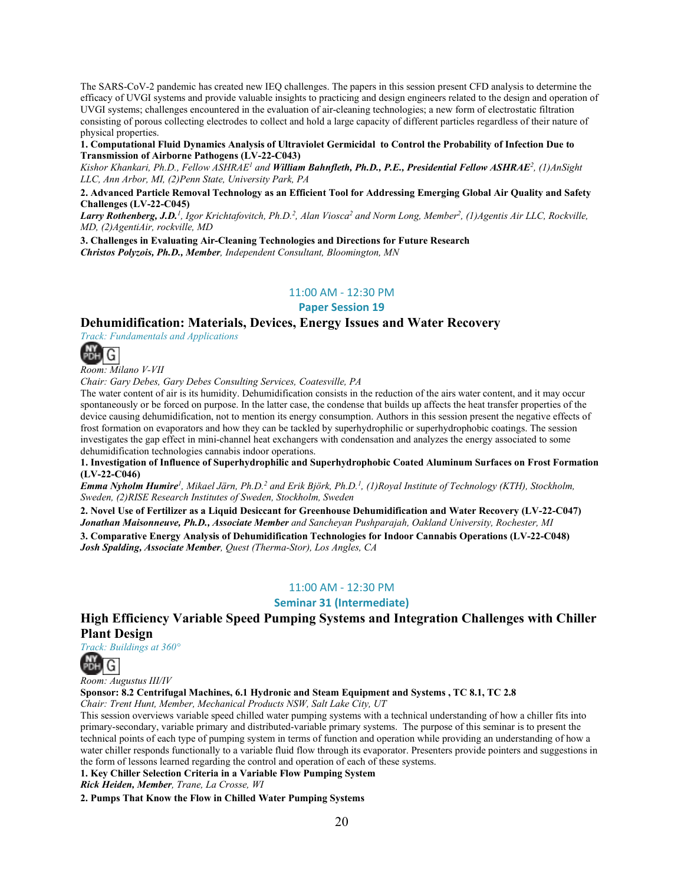The SARS-CoV-2 pandemic has created new IEQ challenges. The papers in this session present CFD analysis to determine the efficacy of UVGI systems and provide valuable insights to practicing and design engineers related to the design and operation of UVGI systems; challenges encountered in the evaluation of air-cleaning technologies; a new form of electrostatic filtration consisting of porous collecting electrodes to collect and hold a large capacity of different particles regardless of their nature of physical properties.

**1. Computational Fluid Dynamics Analysis of Ultraviolet Germicidal to Control the Probability of Infection Due to Transmission of Airborne Pathogens (LV-22-C043)**
*Kishor Khankari, Ph.D., Fellow ASHRAE[1] and **William Bahnfleth, Ph.D., P.E., Presidential Fellow ASHRAE**[2], (1)AnSight LLC, Ann Arbor, MI, (2)Penn State, University Park, PA*

**2. Advanced Particle Removal Technology as an Efficient Tool for Addressing Emerging Global Air Quality and Safety Challenges (LV-22-C045)**
***Larry Rothenberg, J.D.**[1], Igor Krichtafovitch, Ph.D.[2], Alan Viosca[2] and Norm Long, Member[2], (1)Agentis Air LLC, Rockville, MD, (2)AgentiAir, rockville, MD*

**3. Challenges in Evaluating Air-Cleaning Technologies and Directions for Future Research**
***Christos Polyzois, Ph.D., Member**, Independent Consultant, Bloomington, MN*

11:00 AM - 12:30 PM

**Paper Session 19**

## Dehumidification: Materials, Devices, Energy Issues and Water Recovery

*Track: Fundamentals and Applications*

*Room: Milano V-VII*

*Chair: Gary Debes, Gary Debes Consulting Services, Coatesville, PA*

The water content of air is its humidity. Dehumidification consists in the reduction of the airs water content, and it may occur spontaneously or be forced on purpose. In the latter case, the condense that builds up affects the heat transfer properties of the device causing dehumidification, not to mention its energy consumption. Authors in this session present the negative effects of frost formation on evaporators and how they can be tackled by superhydrophilic or superhydrophobic coatings. The session investigates the gap effect in mini-channel heat exchangers with condensation and analyzes the energy associated to some dehumidification technologies cannabis indoor operations.

**1. Investigation of Influence of Superhydrophilic and Superhydrophobic Coated Aluminum Surfaces on Frost Formation (LV-22-C046)**
***Emma Nyholm Humire**[1], Mikael Järn, Ph.D.[2] and Erik Björk, Ph.D.[1], (1)Royal Institute of Technology (KTH), Stockholm, Sweden, (2)RISE Research Institutes of Sweden, Stockholm, Sweden*

**2. Novel Use of Fertilizer as a Liquid Desiccant for Greenhouse Dehumidification and Water Recovery (LV-22-C047)**
***Jonathan Maisonneuve, Ph.D., Associate Member** and Sancheyan Pushparajah, Oakland University, Rochester, MI*

**3. Comparative Energy Analysis of Dehumidification Technologies for Indoor Cannabis Operations (LV-22-C048)**
***Josh Spalding, Associate Member**, Quest (Therma-Stor), Los Angles, CA*

11:00 AM - 12:30 PM

**Seminar 31 (Intermediate)**

## High Efficiency Variable Speed Pumping Systems and Integration Challenges with Chiller Plant Design

*Track: Buildings at 360°*

*Room: Augustus III/IV*

**Sponsor: 8.2 Centrifugal Machines, 6.1 Hydronic and Steam Equipment and Systems , TC 8.1, TC 2.8**

*Chair: Trent Hunt, Member, Mechanical Products NSW, Salt Lake City, UT*

This session overviews variable speed chilled water pumping systems with a technical understanding of how a chiller fits into primary-secondary, variable primary and distributed-variable primary systems. The purpose of this seminar is to present the technical points of each type of pumping system in terms of function and operation while providing an understanding of how a water chiller responds functionally to a variable fluid flow through its evaporator. Presenters provide pointers and suggestions in the form of lessons learned regarding the control and operation of each of these systems.

**1. Key Chiller Selection Criteria in a Variable Flow Pumping System**
***Rick Heiden, Member**, Trane, La Crosse, WI*

**2. Pumps That Know the Flow in Chilled Water Pumping Systems**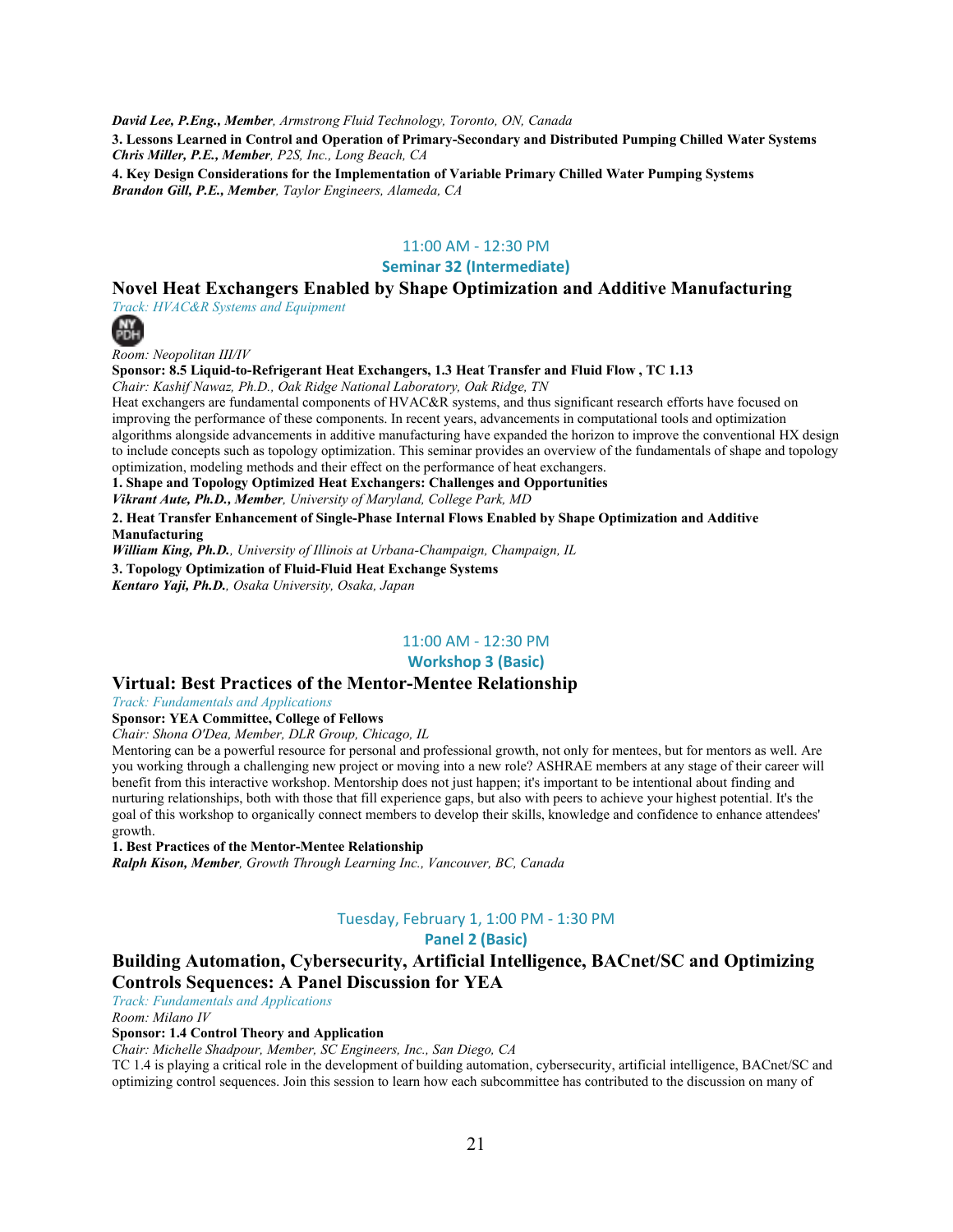***David Lee, P.Eng., Member**, Armstrong Fluid Technology, Toronto, ON, Canada*

**3. Lessons Learned in Control and Operation of Primary-Secondary and Distributed Pumping Chilled Water Systems**
***Chris Miller, P.E., Member**, P2S, Inc., Long Beach, CA*

**4. Key Design Considerations for the Implementation of Variable Primary Chilled Water Pumping Systems**
***Brandon Gill, P.E., Member**, Taylor Engineers, Alameda, CA*

11:00 AM - 12:30 PM

**Seminar 32 (Intermediate)**

## Novel Heat Exchangers Enabled by Shape Optimization and Additive Manufacturing

*Track: HVAC&R Systems and Equipment*

*Room: Neopolitan III/IV*

**Sponsor: 8.5 Liquid-to-Refrigerant Heat Exchangers, 1.3 Heat Transfer and Fluid Flow , TC 1.13**

*Chair: Kashif Nawaz, Ph.D., Oak Ridge National Laboratory, Oak Ridge, TN*

Heat exchangers are fundamental components of HVAC&R systems, and thus significant research efforts have focused on improving the performance of these components. In recent years, advancements in computational tools and optimization algorithms alongside advancements in additive manufacturing have expanded the horizon to improve the conventional HX design to include concepts such as topology optimization. This seminar provides an overview of the fundamentals of shape and topology optimization, modeling methods and their effect on the performance of heat exchangers.

**1. Shape and Topology Optimized Heat Exchangers: Challenges and Opportunities**
***Vikrant Aute, Ph.D., Member**, University of Maryland, College Park, MD*

**2. Heat Transfer Enhancement of Single-Phase Internal Flows Enabled by Shape Optimization and Additive Manufacturing**
***William King, Ph.D.**, University of Illinois at Urbana-Champaign, Champaign, IL*

**3. Topology Optimization of Fluid-Fluid Heat Exchange Systems**
***Kentaro Yaji, Ph.D.**, Osaka University, Osaka, Japan*

11:00 AM - 12:30 PM

**Workshop 3 (Basic)**

## Virtual: Best Practices of the Mentor-Mentee Relationship

*Track: Fundamentals and Applications*

**Sponsor: YEA Committee, College of Fellows**

*Chair: Shona O'Dea, Member, DLR Group, Chicago, IL*

Mentoring can be a powerful resource for personal and professional growth, not only for mentees, but for mentors as well. Are you working through a challenging new project or moving into a new role? ASHRAE members at any stage of their career will benefit from this interactive workshop. Mentorship does not just happen; it's important to be intentional about finding and nurturing relationships, both with those that fill experience gaps, but also with peers to achieve your highest potential. It's the goal of this workshop to organically connect members to develop their skills, knowledge and confidence to enhance attendees' growth.

**1. Best Practices of the Mentor-Mentee Relationship**
***Ralph Kison, Member**, Growth Through Learning Inc., Vancouver, BC, Canada*

Tuesday, February 1, 1:00 PM - 1:30 PM

**Panel 2 (Basic)**

## Building Automation, Cybersecurity, Artificial Intelligence, BACnet/SC and Optimizing Controls Sequences: A Panel Discussion for YEA

*Track: Fundamentals and Applications*

*Room: Milano IV*

**Sponsor: 1.4 Control Theory and Application**

*Chair: Michelle Shadpour, Member, SC Engineers, Inc., San Diego, CA*

TC 1.4 is playing a critical role in the development of building automation, cybersecurity, artificial intelligence, BACnet/SC and optimizing control sequences. Join this session to learn how each subcommittee has contributed to the discussion on many of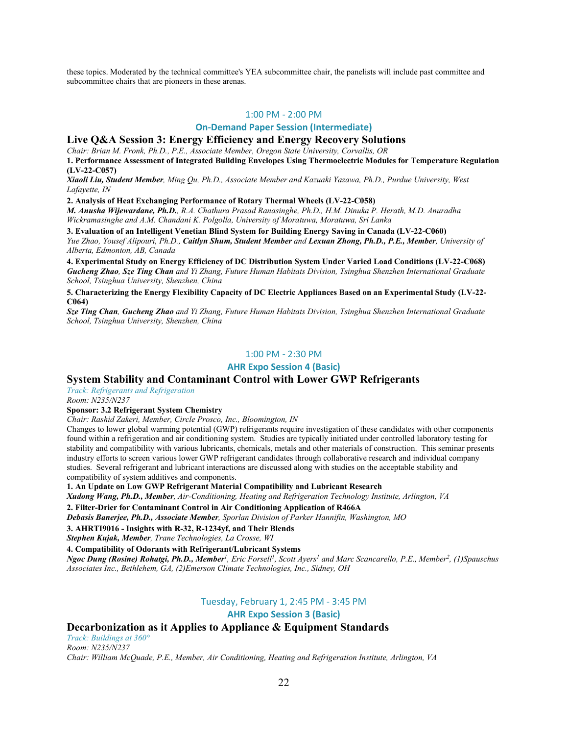these topics. Moderated by the technical committee's YEA subcommittee chair, the panelists will include past committee and subcommittee chairs that are pioneers in these arenas.

1:00 PM - 2:00 PM

**On-Demand Paper Session (Intermediate)**

## Live Q&A Session 3: Energy Efficiency and Energy Recovery Solutions

*Chair: Brian M. Fronk, Ph.D., P.E., Associate Member, Oregon State University, Corvallis, OR*

**1. Performance Assessment of Integrated Building Envelopes Using Thermoelectric Modules for Temperature Regulation (LV-22-C057)**

***Xiaoli Liu, Student Member****, Ming Qu, Ph.D., Associate Member and Kazuaki Yazawa, Ph.D., Purdue University, West Lafayette, IN*

**2. Analysis of Heat Exchanging Performance of Rotary Thermal Wheels (LV-22-C058)**

***M. Anusha Wijewardane, Ph.D.****, R.A. Chathura Prasad Ranasinghe, Ph.D., H.M. Dinuka P. Herath, M.D. Anuradha Wickramasinghe and A.M. Chandani K. Polgolla, University of Moratuwa, Moratuwa, Sri Lanka*

**3. Evaluation of an Intelligent Venetian Blind System for Building Energy Saving in Canada (LV-22-C060)**

*Yue Zhao, Yousef Alipouri, Ph.D.,* ***Caitlyn Shum, Student Member*** *and* ***Lexuan Zhong, Ph.D., P.E., Member****, University of Alberta, Edmonton, AB, Canada*

**4. Experimental Study on Energy Efficiency of DC Distribution System Under Varied Load Conditions (LV-22-C068)**

***Gucheng Zhao****,* ***Sze Ting Chan*** *and Yi Zhang, Future Human Habitats Division, Tsinghua Shenzhen International Graduate School, Tsinghua University, Shenzhen, China*

**5. Characterizing the Energy Flexibility Capacity of DC Electric Appliances Based on an Experimental Study (LV-22-C064)**

***Sze Ting Chan****,* ***Gucheng Zhao*** *and Yi Zhang, Future Human Habitats Division, Tsinghua Shenzhen International Graduate School, Tsinghua University, Shenzhen, China*

1:00 PM - 2:30 PM

**AHR Expo Session 4 (Basic)**

## System Stability and Contaminant Control with Lower GWP Refrigerants

*Track: Refrigerants and Refrigeration*

*Room: N235/N237*

**Sponsor: 3.2 Refrigerant System Chemistry**

*Chair: Rashid Zakeri, Member, Circle Prosco, Inc., Bloomington, IN*

Changes to lower global warming potential (GWP) refrigerants require investigation of these candidates with other components found within a refrigeration and air conditioning system. Studies are typically initiated under controlled laboratory testing for stability and compatibility with various lubricants, chemicals, metals and other materials of construction. This seminar presents industry efforts to screen various lower GWP refrigerant candidates through collaborative research and individual company studies. Several refrigerant and lubricant interactions are discussed along with studies on the acceptable stability and compatibility of system additives and components.

**1. An Update on Low GWP Refrigerant Material Compatibility and Lubricant Research**

***Xudong Wang, Ph.D., Member****, Air-Conditioning, Heating and Refrigeration Technology Institute, Arlington, VA*

**2. Filter-Drier for Contaminant Control in Air Conditioning Application of R466A**

***Debasis Banerjee, Ph.D., Associate Member****, Sporlan Division of Parker Hannifin, Washington, MO*

**3. AHRTI9016 - Insights with R-32, R-1234yf, and Their Blends**

***Stephen Kujak, Member****, Trane Technologies, La Crosse, WI*

**4. Compatibility of Odorants with Refrigerant/Lubricant Systems**

***Ngoc Dung (Rosine) Rohatgi, Ph.D., Member****[1], Eric Forsell[1], Scott Ayers[1] and Marc Scancarello, P.E., Member[2], (1)Spauschus Associates Inc., Bethlehem, GA, (2)Emerson Climate Technologies, Inc., Sidney, OH*

Tuesday, February 1, 2:45 PM - 3:45 PM

**AHR Expo Session 3 (Basic)**

## Decarbonization as it Applies to Appliance & Equipment Standards

*Track: Buildings at 360°*

*Room: N235/N237*

*Chair: William McQuade, P.E., Member, Air Conditioning, Heating and Refrigeration Institute, Arlington, VA*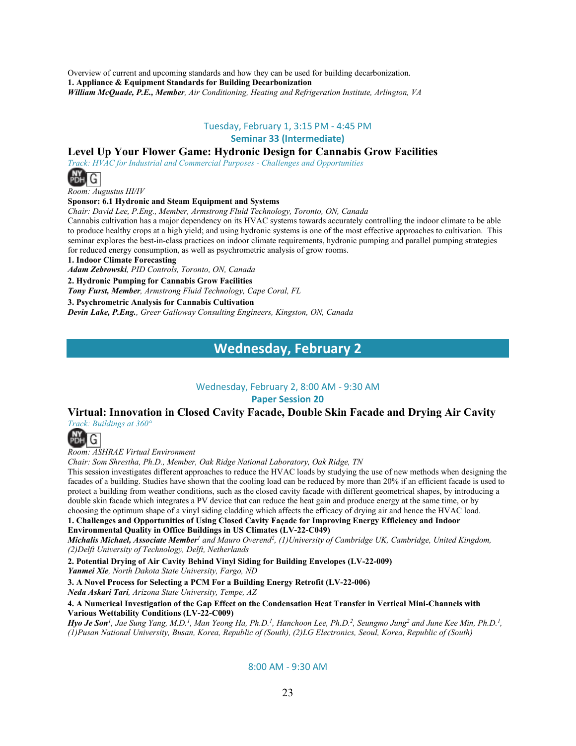Overview of current and upcoming standards and how they can be used for building decarbonization.

**1. Appliance & Equipment Standards for Building Decarbonization**

***William McQuade, P.E., Member****, Air Conditioning, Heating and Refrigeration Institute, Arlington, VA*

### Tuesday, February 1, 3:15 PM - 4:45 PM

### Seminar 33 (Intermediate)

## Level Up Your Flower Game: Hydronic Design for Cannabis Grow Facilities

*Track: HVAC for Industrial and Commercial Purposes - Challenges and Opportunities*

NY PDH G

*Room: Augustus III/IV*

**Sponsor: 6.1 Hydronic and Steam Equipment and Systems**

*Chair: David Lee, P.Eng., Member, Armstrong Fluid Technology, Toronto, ON, Canada*

Cannabis cultivation has a major dependency on its HVAC systems towards accurately controlling the indoor climate to be able to produce healthy crops at a high yield; and using hydronic systems is one of the most effective approaches to cultivation. This seminar explores the best-in-class practices on indoor climate requirements, hydronic pumping and parallel pumping strategies for reduced energy consumption, as well as psychrometric analysis of grow rooms.

**1. Indoor Climate Forecasting**

***Adam Zebrowski****, PID Controls, Toronto, ON, Canada*

**2. Hydronic Pumping for Cannabis Grow Facilities**

***Tony Furst, Member****, Armstrong Fluid Technology, Cape Coral, FL*

**3. Psychrometric Analysis for Cannabis Cultivation**

***Devin Lake, P.Eng.****, Greer Galloway Consulting Engineers, Kingston, ON, Canada*

# Wednesday, February 2

### Wednesday, February 2, 8:00 AM - 9:30 AM

### Paper Session 20

## Virtual: Innovation in Closed Cavity Facade, Double Skin Facade and Drying Air Cavity

*Track: Buildings at 360°*

NY PDH G

*Room: ASHRAE Virtual Environment*

*Chair: Som Shrestha, Ph.D., Member, Oak Ridge National Laboratory, Oak Ridge, TN*

This session investigates different approaches to reduce the HVAC loads by studying the use of new methods when designing the facades of a building. Studies have shown that the cooling load can be reduced by more than 20% if an efficient facade is used to protect a building from weather conditions, such as the closed cavity facade with different geometrical shapes, by introducing a double skin facade which integrates a PV device that can reduce the heat gain and produce energy at the same time, or by choosing the optimum shape of a vinyl siding cladding which affects the efficacy of drying air and hence the HVAC load.

**1. Challenges and Opportunities of Using Closed Cavity Façade for Improving Energy Efficiency and Indoor Environmental Quality in Office Buildings in US Climates (LV-22-C049)**

***Michalis Michael, Associate Member***[1] *and Mauro Overend*[2]*, (1)University of Cambridge UK, Cambridge, United Kingdom, (2)Delft University of Technology, Delft, Netherlands*

**2. Potential Drying of Air Cavity Behind Vinyl Siding for Building Envelopes (LV-22-009)**

***Yanmei Xie****, North Dakota State University, Fargo, ND*

**3. A Novel Process for Selecting a PCM For a Building Energy Retrofit (LV-22-006)**

***Neda Askari Tari****, Arizona State University, Tempe, AZ*

**4. A Numerical Investigation of the Gap Effect on the Condensation Heat Transfer in Vertical Mini-Channels with Various Wettability Conditions (LV-22-C009)**

***Hyo Je Son***[1]*, Jae Sung Yang, M.D.*[1]*, Man Yeong Ha, Ph.D.*[1]*, Hanchoon Lee, Ph.D.*[2]*, Seungmo Jung*[2] *and June Kee Min, Ph.D.*[1]*, (1)Pusan National University, Busan, Korea, Republic of (South), (2)LG Electronics, Seoul, Korea, Republic of (South)*

### 8:00 AM - 9:30 AM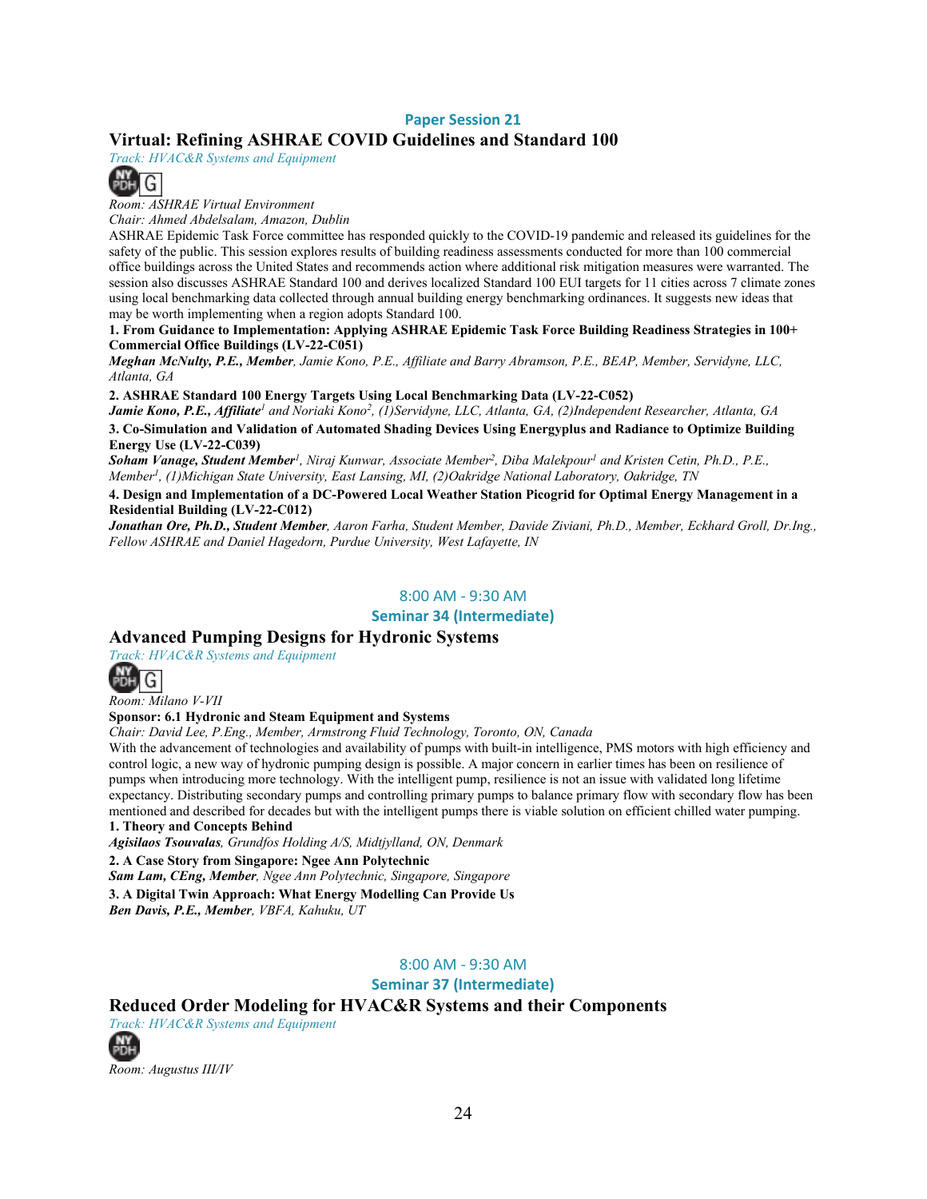### Paper Session 21

## Virtual: Refining ASHRAE COVID Guidelines and Standard 100

*Track: HVAC&R Systems and Equipment*

*Room: ASHRAE Virtual Environment*
*Chair: Ahmed Abdelsalam, Amazon, Dublin*

ASHRAE Epidemic Task Force committee has responded quickly to the COVID-19 pandemic and released its guidelines for the safety of the public. This session explores results of building readiness assessments conducted for more than 100 commercial office buildings across the United States and recommends action where additional risk mitigation measures were warranted. The session also discusses ASHRAE Standard 100 and derives localized Standard 100 EUI targets for 11 cities across 7 climate zones using local benchmarking data collected through annual building energy benchmarking ordinances. It suggests new ideas that may be worth implementing when a region adopts Standard 100.

**1. From Guidance to Implementation: Applying ASHRAE Epidemic Task Force Building Readiness Strategies in 100+ Commercial Office Buildings (LV-22-C051)**
***Meghan McNulty, P.E., Member****, Jamie Kono, P.E., Affiliate and Barry Abramson, P.E., BEAP, Member, Servidyne, LLC, Atlanta, GA*

**2. ASHRAE Standard 100 Energy Targets Using Local Benchmarking Data (LV-22-C052)**
***Jamie Kono, P.E., Affiliate***[1] *and Noriaki Kono*[2]*, (1)Servidyne, LLC, Atlanta, GA, (2)Independent Researcher, Atlanta, GA*

**3. Co-Simulation and Validation of Automated Shading Devices Using Energyplus and Radiance to Optimize Building Energy Use (LV-22-C039)**
***Soham Vanage, Student Member***[1]*, Niraj Kunwar, Associate Member*[2]*, Diba Malekpour*[1] *and Kristen Cetin, Ph.D., P.E., Member*[1]*, (1)Michigan State University, East Lansing, MI, (2)Oakridge National Laboratory, Oakridge, TN*

**4. Design and Implementation of a DC-Powered Local Weather Station Picogrid for Optimal Energy Management in a Residential Building (LV-22-C012)**
***Jonathan Ore, Ph.D., Student Member****, Aaron Farha, Student Member, Davide Ziviani, Ph.D., Member, Eckhard Groll, Dr.Ing., Fellow ASHRAE and Daniel Hagedorn, Purdue University, West Lafayette, IN*

8:00 AM - 9:30 AM

### Seminar 34 (Intermediate)

## Advanced Pumping Designs for Hydronic Systems

*Track: HVAC&R Systems and Equipment*

*Room: Milano V-VII*

**Sponsor: 6.1 Hydronic and Steam Equipment and Systems**

*Chair: David Lee, P.Eng., Member, Armstrong Fluid Technology, Toronto, ON, Canada*

With the advancement of technologies and availability of pumps with built-in intelligence, PMS motors with high efficiency and control logic, a new way of hydronic pumping design is possible. A major concern in earlier times has been on resilience of pumps when introducing more technology. With the intelligent pump, resilience is not an issue with validated long lifetime expectancy. Distributing secondary pumps and controlling primary pumps to balance primary flow with secondary flow has been mentioned and described for decades but with the intelligent pumps there is viable solution on efficient chilled water pumping.

**1. Theory and Concepts Behind**
***Agisilaos Tsouvalas****, Grundfos Holding A/S, Midtjylland, ON, Denmark*

**2. A Case Story from Singapore: Ngee Ann Polytechnic**
***Sam Lam, CEng, Member****, Ngee Ann Polytechnic, Singapore, Singapore*

**3. A Digital Twin Approach: What Energy Modelling Can Provide Us**
***Ben Davis, P.E., Member****, VBFA, Kahuku, UT*

8:00 AM - 9:30 AM

### Seminar 37 (Intermediate)

## Reduced Order Modeling for HVAC&R Systems and their Components

*Track: HVAC&R Systems and Equipment*

*Room: Augustus III/IV*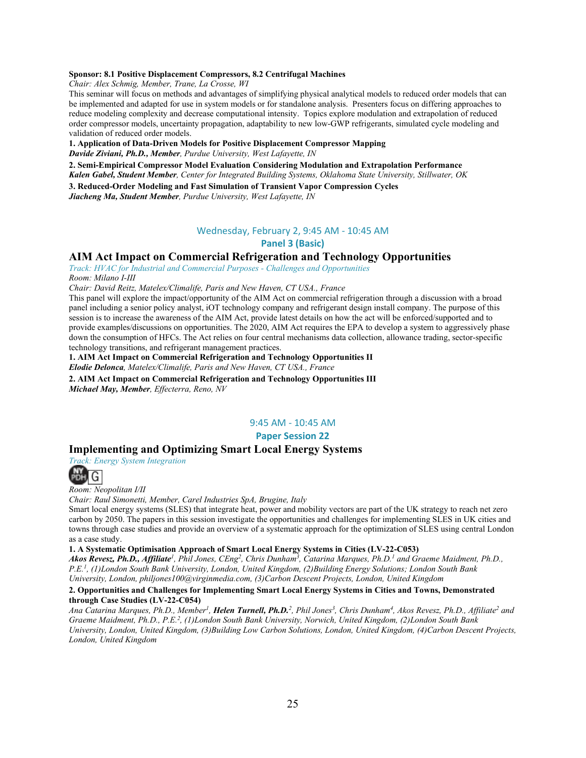**Sponsor: 8.1 Positive Displacement Compressors, 8.2 Centrifugal Machines**

*Chair: Alex Schmig, Member, Trane, La Crosse, WI*

This seminar will focus on methods and advantages of simplifying physical analytical models to reduced order models that can be implemented and adapted for use in system models or for standalone analysis. Presenters focus on differing approaches to reduce modeling complexity and decrease computational intensity. Topics explore modulation and extrapolation of reduced order compressor models, uncertainty propagation, adaptability to new low-GWP refrigerants, simulated cycle modeling and validation of reduced order models.

**1. Application of Data-Driven Models for Positive Displacement Compressor Mapping**
***Davide Ziviani, Ph.D., Member****, Purdue University, West Lafayette, IN*

**2. Semi-Empirical Compressor Model Evaluation Considering Modulation and Extrapolation Performance**
***Kalen Gabel, Student Member****, Center for Integrated Building Systems, Oklahoma State University, Stillwater, OK*

**3. Reduced-Order Modeling and Fast Simulation of Transient Vapor Compression Cycles**
***Jiacheng Ma, Student Member****, Purdue University, West Lafayette, IN*

Wednesday, February 2, 9:45 AM - 10:45 AM

**Panel 3 (Basic)**

## AIM Act Impact on Commercial Refrigeration and Technology Opportunities

*Track: HVAC for Industrial and Commercial Purposes - Challenges and Opportunities*

*Room: Milano I-III*

*Chair: David Reitz, Matelex/Climalife, Paris and New Haven, CT USA., France*

This panel will explore the impact/opportunity of the AIM Act on commercial refrigeration through a discussion with a broad panel including a senior policy analyst, iOT technology company and refrigerant design install company. The purpose of this session is to increase the awareness of the AIM Act, provide latest details on how the act will be enforced/supported and to provide examples/discussions on opportunities. The 2020, AIM Act requires the EPA to develop a system to aggressively phase down the consumption of HFCs. The Act relies on four central mechanisms data collection, allowance trading, sector-specific technology transitions, and refrigerant management practices.

**1. AIM Act Impact on Commercial Refrigeration and Technology Opportunities II**
***Elodie Delonca****, Matelex/Climalife, Paris and New Haven, CT USA., France*

**2. AIM Act Impact on Commercial Refrigeration and Technology Opportunities III**
***Michael May, Member****, Effecterra, Reno, NV*

9:45 AM - 10:45 AM

**Paper Session 22**

## Implementing and Optimizing Smart Local Energy Systems

*Track: Energy System Integration*

NY PDH G

*Room: Neopolitan I/II*

*Chair: Raul Simonetti, Member, Carel Industries SpA, Brugine, Italy*

Smart local energy systems (SLES) that integrate heat, power and mobility vectors are part of the UK strategy to reach net zero carbon by 2050. The papers in this session investigate the opportunities and challenges for implementing SLES in UK cities and towns through case studies and provide an overview of a systematic approach for the optimization of SLES using central London as a case study.

**1. A Systematic Optimisation Approach of Smart Local Energy Systems in Cities (LV-22-C053)**
***Akos Revesz, Ph.D., Affiliate****[1], Phil Jones, CEng[2], Chris Dunham[3], Catarina Marques, Ph.D.[1] and Graeme Maidment, Ph.D., P.E.[1], (1)London South Bank University, London, United Kingdom, (2)Building Energy Solutions; London South Bank University, London, philjones100@virginmedia.com, (3)Carbon Descent Projects, London, United Kingdom*

**2. Opportunities and Challenges for Implementing Smart Local Energy Systems in Cities and Towns, Demonstrated through Case Studies (LV-22-C054)**
*Ana Catarina Marques, Ph.D., Member[1],* ***Helen Turnell, Ph.D.****[2], Phil Jones[3], Chris Dunham[4], Akos Revesz, Ph.D., Affiliate[2] and Graeme Maidment, Ph.D., P.E.[2], (1)London South Bank University, Norwich, United Kingdom, (2)London South Bank University, London, United Kingdom, (3)Building Low Carbon Solutions, London, United Kingdom, (4)Carbon Descent Projects, London, United Kingdom*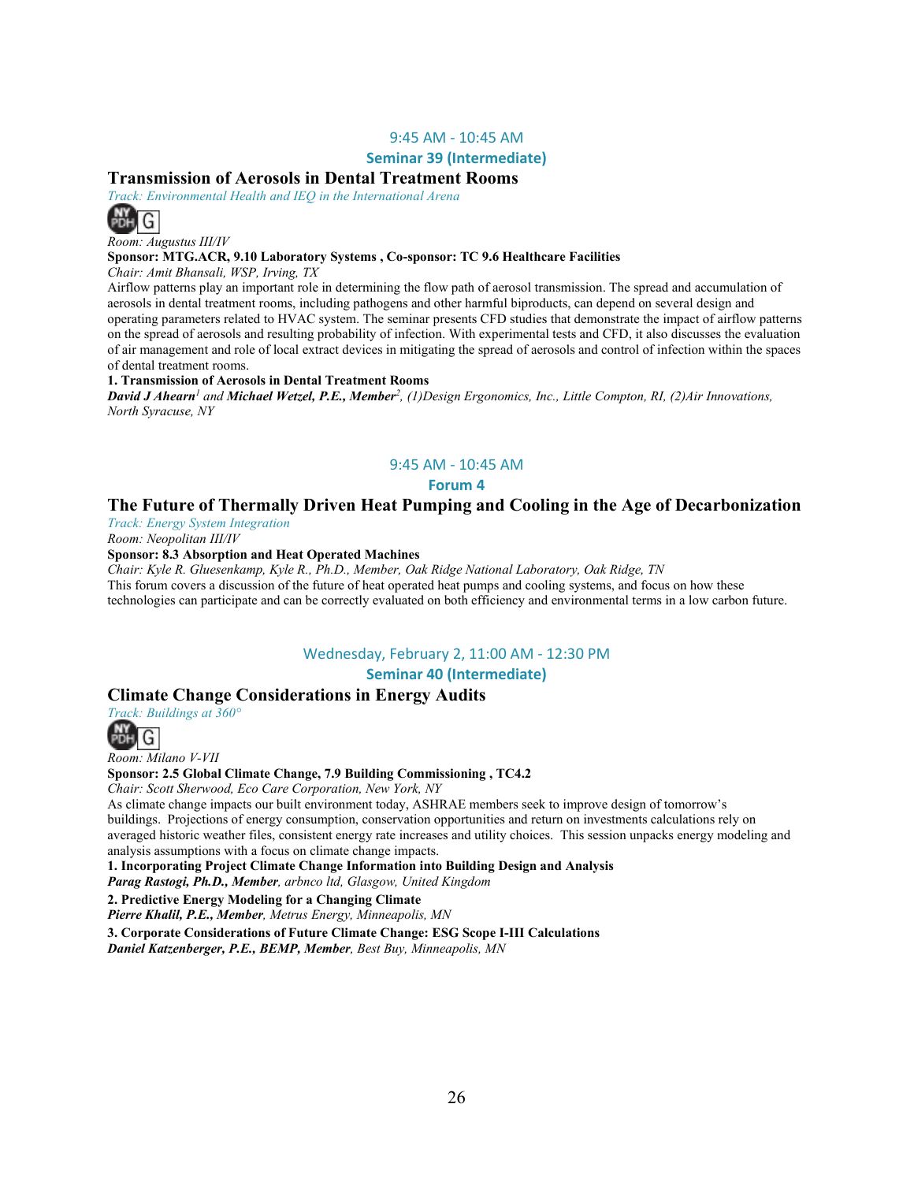9:45 AM - 10:45 AM

**Seminar 39 (Intermediate)**

## Transmission of Aerosols in Dental Treatment Rooms

*Track: Environmental Health and IEQ in the International Arena*

*Room: Augustus III/IV*

**Sponsor: MTG.ACR, 9.10 Laboratory Systems , Co-sponsor: TC 9.6 Healthcare Facilities**

*Chair: Amit Bhansali, WSP, Irving, TX*

Airflow patterns play an important role in determining the flow path of aerosol transmission. The spread and accumulation of aerosols in dental treatment rooms, including pathogens and other harmful biproducts, can depend on several design and operating parameters related to HVAC system. The seminar presents CFD studies that demonstrate the impact of airflow patterns on the spread of aerosols and resulting probability of infection. With experimental tests and CFD, it also discusses the evaluation of air management and role of local extract devices in mitigating the spread of aerosols and control of infection within the spaces of dental treatment rooms.

**1. Transmission of Aerosols in Dental Treatment Rooms**

***David J Ahearn***[1] *and* ***Michael Wetzel, P.E., Member***[2]*, (1)Design Ergonomics, Inc., Little Compton, RI, (2)Air Innovations, North Syracuse, NY*

9:45 AM - 10:45 AM

**Forum 4**

## The Future of Thermally Driven Heat Pumping and Cooling in the Age of Decarbonization

*Track: Energy System Integration*

*Room: Neopolitan III/IV*

**Sponsor: 8.3 Absorption and Heat Operated Machines**

*Chair: Kyle R. Gluesenkamp, Kyle R., Ph.D., Member, Oak Ridge National Laboratory, Oak Ridge, TN*

This forum covers a discussion of the future of heat operated heat pumps and cooling systems, and focus on how these technologies can participate and can be correctly evaluated on both efficiency and environmental terms in a low carbon future.

Wednesday, February 2, 11:00 AM - 12:30 PM

**Seminar 40 (Intermediate)**

## Climate Change Considerations in Energy Audits

*Track: Buildings at 360°*

*Room: Milano V-VII*

**Sponsor: 2.5 Global Climate Change, 7.9 Building Commissioning , TC4.2**

*Chair: Scott Sherwood, Eco Care Corporation, New York, NY*

As climate change impacts our built environment today, ASHRAE members seek to improve design of tomorrow's buildings. Projections of energy consumption, conservation opportunities and return on investments calculations rely on averaged historic weather files, consistent energy rate increases and utility choices. This session unpacks energy modeling and analysis assumptions with a focus on climate change impacts.

**1. Incorporating Project Climate Change Information into Building Design and Analysis**

***Parag Rastogi, Ph.D., Member****, arbnco ltd, Glasgow, United Kingdom*

**2. Predictive Energy Modeling for a Changing Climate**

***Pierre Khalil, P.E., Member****, Metrus Energy, Minneapolis, MN*

**3. Corporate Considerations of Future Climate Change: ESG Scope I-III Calculations**

***Daniel Katzenberger, P.E., BEMP, Member****, Best Buy, Minneapolis, MN*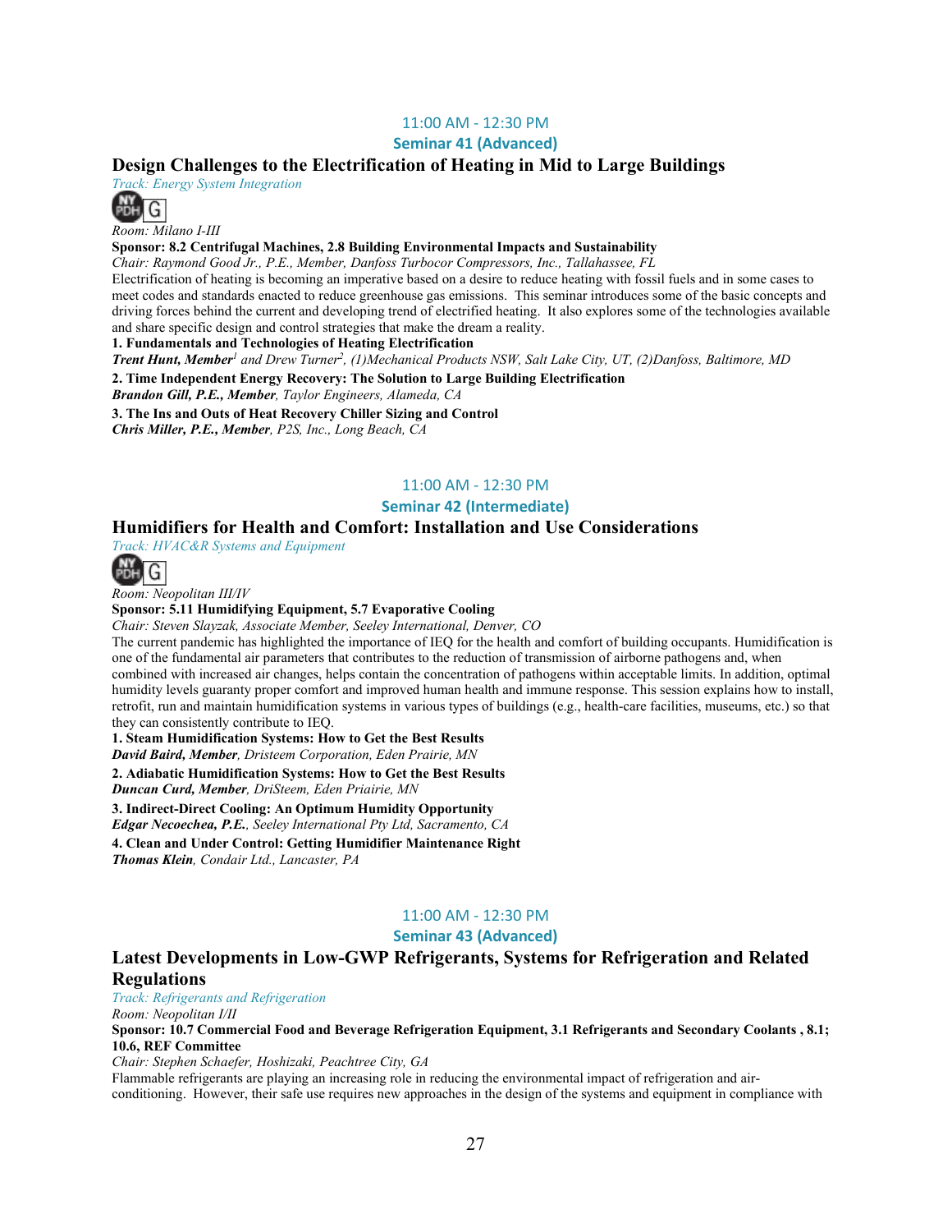11:00 AM - 12:30 PM

**Seminar 41 (Advanced)**

## Design Challenges to the Electrification of Heating in Mid to Large Buildings

*Track: Energy System Integration*

NY PDH G

*Room: Milano I-III*

**Sponsor: 8.2 Centrifugal Machines, 2.8 Building Environmental Impacts and Sustainability**

*Chair: Raymond Good Jr., P.E., Member, Danfoss Turbocor Compressors, Inc., Tallahassee, FL*

Electrification of heating is becoming an imperative based on a desire to reduce heating with fossil fuels and in some cases to meet codes and standards enacted to reduce greenhouse gas emissions. This seminar introduces some of the basic concepts and driving forces behind the current and developing trend of electrified heating. It also explores some of the technologies available and share specific design and control strategies that make the dream a reality.

**1. Fundamentals and Technologies of Heating Electrification**

***Trent Hunt, Member***[1] *and Drew Turner*[2]*, (1)Mechanical Products NSW, Salt Lake City, UT, (2)Danfoss, Baltimore, MD*

**2. Time Independent Energy Recovery: The Solution to Large Building Electrification**

***Brandon Gill, P.E., Member****, Taylor Engineers, Alameda, CA*

**3. The Ins and Outs of Heat Recovery Chiller Sizing and Control**

***Chris Miller, P.E., Member****, P2S, Inc., Long Beach, CA*

11:00 AM - 12:30 PM

**Seminar 42 (Intermediate)**

## Humidifiers for Health and Comfort: Installation and Use Considerations

*Track: HVAC&R Systems and Equipment*

NY PDH G

*Room: Neopolitan III/IV*

**Sponsor: 5.11 Humidifying Equipment, 5.7 Evaporative Cooling**

*Chair: Steven Slayzak, Associate Member, Seeley International, Denver, CO*

The current pandemic has highlighted the importance of IEQ for the health and comfort of building occupants. Humidification is one of the fundamental air parameters that contributes to the reduction of transmission of airborne pathogens and, when combined with increased air changes, helps contain the concentration of pathogens within acceptable limits. In addition, optimal humidity levels guaranty proper comfort and improved human health and immune response. This session explains how to install, retrofit, run and maintain humidification systems in various types of buildings (e.g., health-care facilities, museums, etc.) so that they can consistently contribute to IEQ.

**1. Steam Humidification Systems: How to Get the Best Results**

***David Baird, Member****, Dristeem Corporation, Eden Prairie, MN*

**2. Adiabatic Humidification Systems: How to Get the Best Results**

***Duncan Curd, Member****, DriSteem, Eden Priairie, MN*

**3. Indirect-Direct Cooling: An Optimum Humidity Opportunity**

***Edgar Necoechea, P.E.****, Seeley International Pty Ltd, Sacramento, CA*

**4. Clean and Under Control: Getting Humidifier Maintenance Right**

***Thomas Klein****, Condair Ltd., Lancaster, PA*

11:00 AM - 12:30 PM

**Seminar 43 (Advanced)**

## Latest Developments in Low-GWP Refrigerants, Systems for Refrigeration and Related Regulations

*Track: Refrigerants and Refrigeration*

*Room: Neopolitan I/II*

**Sponsor: 10.7 Commercial Food and Beverage Refrigeration Equipment, 3.1 Refrigerants and Secondary Coolants , 8.1; 10.6, REF Committee**

*Chair: Stephen Schaefer, Hoshizaki, Peachtree City, GA*

Flammable refrigerants are playing an increasing role in reducing the environmental impact of refrigeration and air-conditioning. However, their safe use requires new approaches in the design of the systems and equipment in compliance with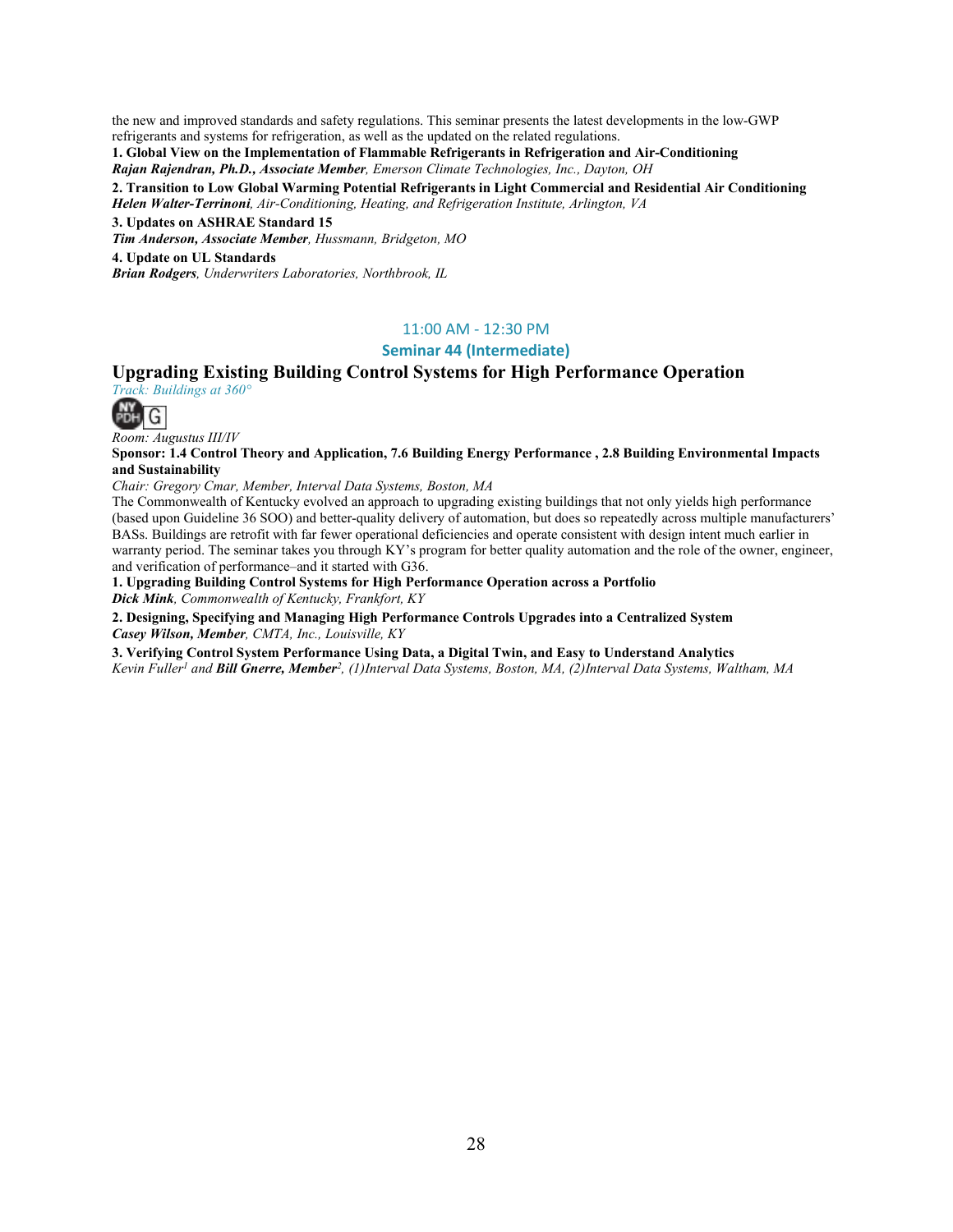the new and improved standards and safety regulations. This seminar presents the latest developments in the low-GWP refrigerants and systems for refrigeration, as well as the updated on the related regulations.

**1. Global View on the Implementation of Flammable Refrigerants in Refrigeration and Air-Conditioning**
***Rajan Rajendran, Ph.D., Associate Member**, Emerson Climate Technologies, Inc., Dayton, OH*

**2. Transition to Low Global Warming Potential Refrigerants in Light Commercial and Residential Air Conditioning**
***Helen Walter-Terrinoni**, Air-Conditioning, Heating, and Refrigeration Institute, Arlington, VA*

**3. Updates on ASHRAE Standard 15**
***Tim Anderson, Associate Member**, Hussmann, Bridgeton, MO*

**4. Update on UL Standards**
***Brian Rodgers**, Underwriters Laboratories, Northbrook, IL*

11:00 AM - 12:30 PM

**Seminar 44 (Intermediate)**

## Upgrading Existing Building Control Systems for High Performance Operation

*Track: Buildings at 360°*

NY PDH G

*Room: Augustus III/IV*

**Sponsor: 1.4 Control Theory and Application, 7.6 Building Energy Performance , 2.8 Building Environmental Impacts and Sustainability**

*Chair: Gregory Cmar, Member, Interval Data Systems, Boston, MA*

The Commonwealth of Kentucky evolved an approach to upgrading existing buildings that not only yields high performance (based upon Guideline 36 SOO) and better-quality delivery of automation, but does so repeatedly across multiple manufacturers' BASs. Buildings are retrofit with far fewer operational deficiencies and operate consistent with design intent much earlier in warranty period. The seminar takes you through KY's program for better quality automation and the role of the owner, engineer, and verification of performance–and it started with G36.

**1. Upgrading Building Control Systems for High Performance Operation across a Portfolio**
***Dick Mink**, Commonwealth of Kentucky, Frankfort, KY*

**2. Designing, Specifying and Managing High Performance Controls Upgrades into a Centralized System**
***Casey Wilson, Member**, CMTA, Inc., Louisville, KY*

**3. Verifying Control System Performance Using Data, a Digital Twin, and Easy to Understand Analytics**
*Kevin Fuller[1] and **Bill Gnerre, Member**[2], (1)Interval Data Systems, Boston, MA, (2)Interval Data Systems, Waltham, MA*